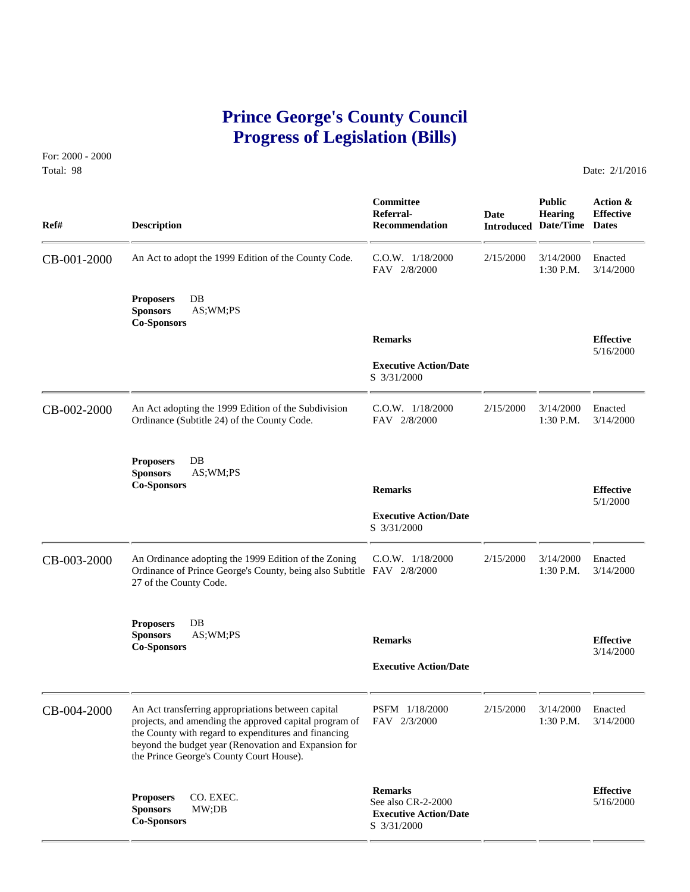# Prince George's County Council
# Progress of Legislation (Bills)

For: 2000 - 2000
Total: 98

Date: 2/1/2016

| Ref# | Description | Committee Referral-Recommendation | Date Introduced | Public Hearing Date/Time | Action & Effective Dates |
|---|---|---|---|---|---|
| CB-001-2000 | An Act to adopt the 1999 Edition of the County Code. | C.O.W. 1/18/2000<br>FAV 2/8/2000 | 2/15/2000 | 3/14/2000<br>1:30 P.M. | Enacted<br>3/14/2000 |
| | **Proposers** DB<br>**Sponsors** AS;WM;PS<br>**Co-Sponsors** | **Remarks**<br><br>**Executive Action/Date**<br>S 3/31/2000 | | | **Effective**<br>5/16/2000 |
| CB-002-2000 | An Act adopting the 1999 Edition of the Subdivision Ordinance (Subtitle 24) of the County Code. | C.O.W. 1/18/2000<br>FAV 2/8/2000 | 2/15/2000 | 3/14/2000<br>1:30 P.M. | Enacted<br>3/14/2000 |
| | **Proposers** DB<br>**Sponsors** AS;WM;PS<br>**Co-Sponsors** | **Remarks**<br><br>**Executive Action/Date**<br>S 3/31/2000 | | | **Effective**<br>5/1/2000 |
| CB-003-2000 | An Ordinance adopting the 1999 Edition of the Zoning Ordinance of Prince George's County, being also Subtitle 27 of the County Code. | C.O.W. 1/18/2000<br>FAV 2/8/2000 | 2/15/2000 | 3/14/2000<br>1:30 P.M. | Enacted<br>3/14/2000 |
| | **Proposers** DB<br>**Sponsors** AS;WM;PS<br>**Co-Sponsors** | **Remarks**<br><br>**Executive Action/Date** | | | **Effective**<br>3/14/2000 |
| CB-004-2000 | An Act transferring appropriations between capital projects, and amending the approved capital program of the County with regard to expenditures and financing beyond the budget year (Renovation and Expansion for the Prince George's County Court House). | PSFM 1/18/2000<br>FAV 2/3/2000 | 2/15/2000 | 3/14/2000<br>1:30 P.M. | Enacted<br>3/14/2000 |
| | **Proposers** CO. EXEC.<br>**Sponsors** MW;DB<br>**Co-Sponsors** | **Remarks**<br>See also CR-2-2000<br>**Executive Action/Date**<br>S 3/31/2000 | | | **Effective**<br>5/16/2000 |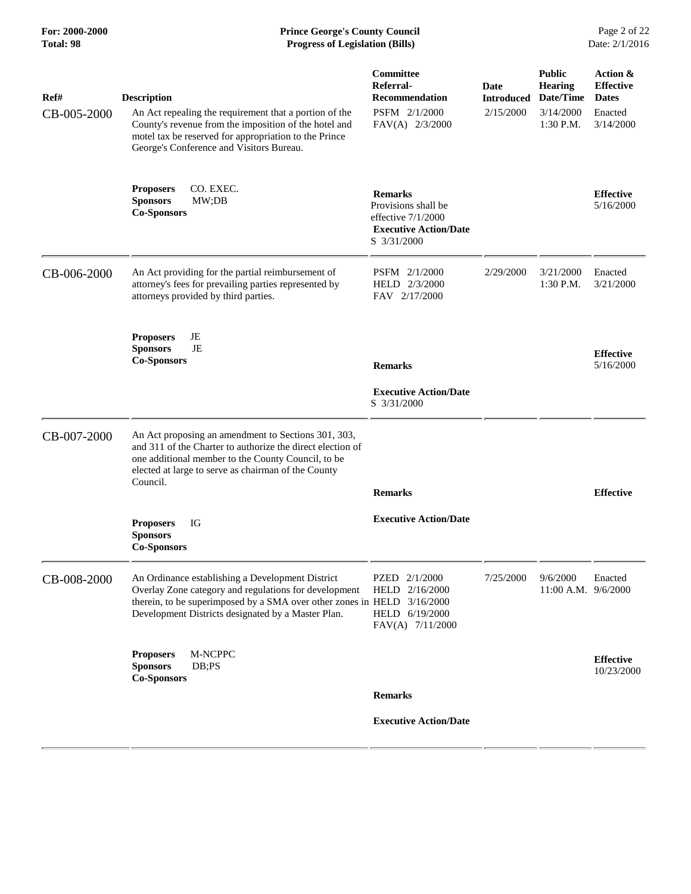| Ref# | Description | Committee Referral-Recommendation | Date Introduced | Public Hearing Date/Time | Action & Effective Dates |
|---|---|---|---|---|---|
| CB-005-2000 | An Act repealing the requirement that a portion of the County's revenue from the imposition of the hotel and motel tax be reserved for appropriation to the Prince George's Conference and Visitors Bureau. | PSFM 2/1/2000<br>FAV(A) 2/3/2000 | 2/15/2000 | 3/14/2000<br>1:30 P.M. | Enacted<br>3/14/2000 |
| | **Proposers** CO. EXEC.<br>**Sponsors** MW;DB<br>**Co-Sponsors** | **Remarks**<br>Provisions shall be effective 7/1/2000<br>**Executive Action/Date**<br>S 3/31/2000 | | | **Effective**<br>5/16/2000 |
| CB-006-2000 | An Act providing for the partial reimbursement of attorney's fees for prevailing parties represented by attorneys provided by third parties. | PSFM 2/1/2000<br>HELD 2/3/2000<br>FAV 2/17/2000 | 2/29/2000 | 3/21/2000<br>1:30 P.M. | Enacted<br>3/21/2000 |
| | **Proposers** JE<br>**Sponsors** JE<br>**Co-Sponsors** | **Remarks**<br>**Executive Action/Date**<br>S 3/31/2000 | | | **Effective**<br>5/16/2000 |
| CB-007-2000 | An Act proposing an amendment to Sections 301, 303, and 311 of the Charter to authorize the direct election of one additional member to the County Council, to be elected at large to serve as chairman of the County Council. | | | | |
| | **Proposers** IG<br>**Sponsors**<br>**Co-Sponsors** | **Remarks**<br>**Executive Action/Date** | | | **Effective** |
| CB-008-2000 | An Ordinance establishing a Development District Overlay Zone category and regulations for development therein, to be superimposed by a SMA over other zones in Development Districts designated by a Master Plan. | PZED 2/1/2000<br>HELD 2/16/2000<br>HELD 3/16/2000<br>HELD 6/19/2000<br>FAV(A) 7/11/2000 | 7/25/2000 | 9/6/2000<br>11:00 A.M. | Enacted<br>9/6/2000 |
| | **Proposers** M-NCPPC<br>**Sponsors** DB;PS<br>**Co-Sponsors** | **Remarks**<br>**Executive Action/Date** | | | **Effective**<br>10/23/2000 |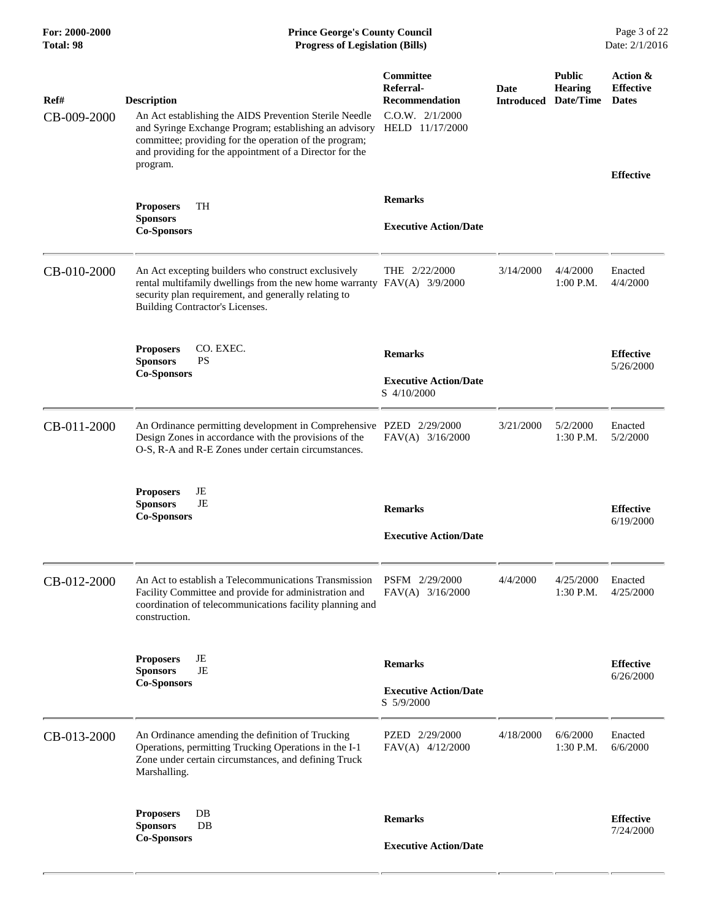| Ref# | Description | Committee Referral-Recommendation | Date Introduced | Public Hearing Date/Time | Action & Effective Dates |
|---|---|---|---|---|---|
| CB-009-2000 | An Act establishing the AIDS Prevention Sterile Needle and Syringe Exchange Program; establishing an advisory committee; providing for the operation of the program; and providing for the appointment of a Director for the program. | C.O.W. 2/1/2000<br>HELD 11/17/2000 | | | |
| | **Proposers** TH<br>**Sponsors**<br>**Co-Sponsors** | **Remarks**<br><br>**Executive Action/Date** | | | **Effective** |
| CB-010-2000 | An Act excepting builders who construct exclusively rental multifamily dwellings from the new home warranty security plan requirement, and generally relating to Building Contractor's Licenses. | THE 2/22/2000<br>FAV(A) 3/9/2000 | 3/14/2000 | 4/4/2000<br>1:00 P.M. | Enacted<br>4/4/2000 |
| | **Proposers** CO. EXEC.<br>**Sponsors** PS<br>**Co-Sponsors** | **Remarks**<br><br>**Executive Action/Date**<br>S 4/10/2000 | | | **Effective**<br>5/26/2000 |
| CB-011-2000 | An Ordinance permitting development in Comprehensive Design Zones in accordance with the provisions of the O-S, R-A and R-E Zones under certain circumstances. | PZED 2/29/2000<br>FAV(A) 3/16/2000 | 3/21/2000 | 5/2/2000<br>1:30 P.M. | Enacted<br>5/2/2000 |
| | **Proposers** JE<br>**Sponsors** JE<br>**Co-Sponsors** | **Remarks**<br><br>**Executive Action/Date** | | | **Effective**<br>6/19/2000 |
| CB-012-2000 | An Act to establish a Telecommunications Transmission Facility Committee and provide for administration and coordination of telecommunications facility planning and construction. | PSFM 2/29/2000<br>FAV(A) 3/16/2000 | 4/4/2000 | 4/25/2000<br>1:30 P.M. | Enacted<br>4/25/2000 |
| | **Proposers** JE<br>**Sponsors** JE<br>**Co-Sponsors** | **Remarks**<br><br>**Executive Action/Date**<br>S 5/9/2000 | | | **Effective**<br>6/26/2000 |
| CB-013-2000 | An Ordinance amending the definition of Trucking Operations, permitting Trucking Operations in the I-1 Zone under certain circumstances, and defining Truck Marshalling. | PZED 2/29/2000<br>FAV(A) 4/12/2000 | 4/18/2000 | 6/6/2000<br>1:30 P.M. | Enacted<br>6/6/2000 |
| | **Proposers** DB<br>**Sponsors** DB<br>**Co-Sponsors** | **Remarks**<br><br>**Executive Action/Date** | | | **Effective**<br>7/24/2000 |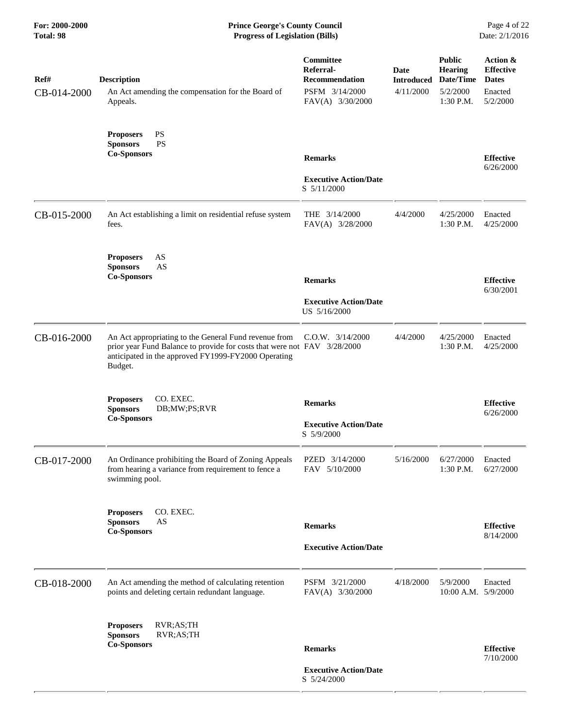| Ref# | Description | Committee Referral-Recommendation | Date Introduced | Public Hearing Date/Time | Action & Effective Dates |
|---|---|---|---|---|---|
| CB-014-2000 | An Act amending the compensation for the Board of Appeals. | PSFM 3/14/2000 FAV(A) 3/30/2000 | 4/11/2000 | 5/2/2000 1:30 P.M. | Enacted 5/2/2000 |
| | **Proposers** PS **Sponsors** PS **Co-Sponsors** | **Remarks** **Executive Action/Date** S 5/11/2000 | | | **Effective** 6/26/2000 |
| CB-015-2000 | An Act establishing a limit on residential refuse system fees. | THE 3/14/2000 FAV(A) 3/28/2000 | 4/4/2000 | 4/25/2000 1:30 P.M. | Enacted 4/25/2000 |
| | **Proposers** AS **Sponsors** AS **Co-Sponsors** | **Remarks** **Executive Action/Date** US 5/16/2000 | | | **Effective** 6/30/2001 |
| CB-016-2000 | An Act appropriating to the General Fund revenue from prior year Fund Balance to provide for costs that were not anticipated in the approved FY1999-FY2000 Operating Budget. | C.O.W. 3/14/2000 FAV 3/28/2000 | 4/4/2000 | 4/25/2000 1:30 P.M. | Enacted 4/25/2000 |
| | **Proposers** CO. EXEC. **Sponsors** DB;MW;PS;RVR **Co-Sponsors** | **Remarks** **Executive Action/Date** S 5/9/2000 | | | **Effective** 6/26/2000 |
| CB-017-2000 | An Ordinance prohibiting the Board of Zoning Appeals from hearing a variance from requirement to fence a swimming pool. | PZED 3/14/2000 FAV 5/10/2000 | 5/16/2000 | 6/27/2000 1:30 P.M. | Enacted 6/27/2000 |
| | **Proposers** CO. EXEC. **Sponsors** AS **Co-Sponsors** | **Remarks** **Executive Action/Date** | | | **Effective** 8/14/2000 |
| CB-018-2000 | An Act amending the method of calculating retention points and deleting certain redundant language. | PSFM 3/21/2000 FAV(A) 3/30/2000 | 4/18/2000 | 5/9/2000 10:00 A.M. | Enacted 5/9/2000 |
| | **Proposers** RVR;AS;TH **Sponsors** RVR;AS;TH **Co-Sponsors** | **Remarks** **Executive Action/Date** S 5/24/2000 | | | **Effective** 7/10/2000 |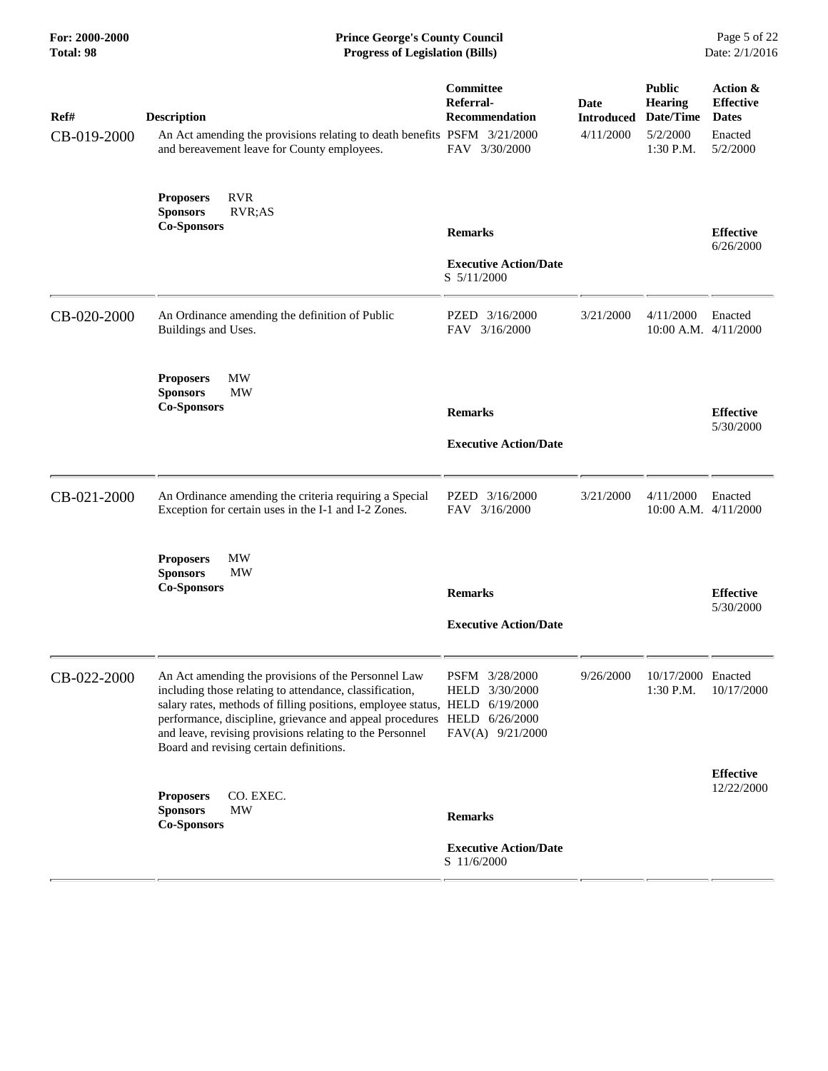| Ref# | Description | Committee Referral-Recommendation | Date Introduced | Public Hearing Date/Time | Action & Effective Dates |
|---|---|---|---|---|---|
| CB-019-2000 | An Act amending the provisions relating to death benefits and bereavement leave for County employees. | PSFM 3/21/2000<br>FAV 3/30/2000 | 4/11/2000 | 5/2/2000<br>1:30 P.M. | Enacted<br>5/2/2000 |
| | **Proposers** RVR<br>**Sponsors** RVR;AS<br>**Co-Sponsors** | **Remarks**<br><br>**Executive Action/Date**<br>S 5/11/2000 | | | **Effective**<br>6/26/2000 |
| CB-020-2000 | An Ordinance amending the definition of Public Buildings and Uses. | PZED 3/16/2000<br>FAV 3/16/2000 | 3/21/2000 | 4/11/2000<br>10:00 A.M. | Enacted<br>4/11/2000 |
| | **Proposers** MW<br>**Sponsors** MW<br>**Co-Sponsors** | **Remarks**<br><br>**Executive Action/Date** | | | **Effective**<br>5/30/2000 |
| CB-021-2000 | An Ordinance amending the criteria requiring a Special Exception for certain uses in the I-1 and I-2 Zones. | PZED 3/16/2000<br>FAV 3/16/2000 | 3/21/2000 | 4/11/2000<br>10:00 A.M. | Enacted<br>4/11/2000 |
| | **Proposers** MW<br>**Sponsors** MW<br>**Co-Sponsors** | **Remarks**<br><br>**Executive Action/Date** | | | **Effective**<br>5/30/2000 |
| CB-022-2000 | An Act amending the provisions of the Personnel Law including those relating to attendance, classification, salary rates, methods of filling positions, employee status, performance, discipline, grievance and appeal procedures and leave, revising provisions relating to the Personnel Board and revising certain definitions. | PSFM 3/28/2000<br>HELD 3/30/2000<br>HELD 6/19/2000<br>HELD 6/26/2000<br>FAV(A) 9/21/2000 | 9/26/2000 | 10/17/2000<br>1:30 P.M. | Enacted<br>10/17/2000 |
| | **Proposers** CO. EXEC.<br>**Sponsors** MW<br>**Co-Sponsors** | **Remarks**<br><br>**Executive Action/Date**<br>S 11/6/2000 | | | **Effective**<br>12/22/2000 |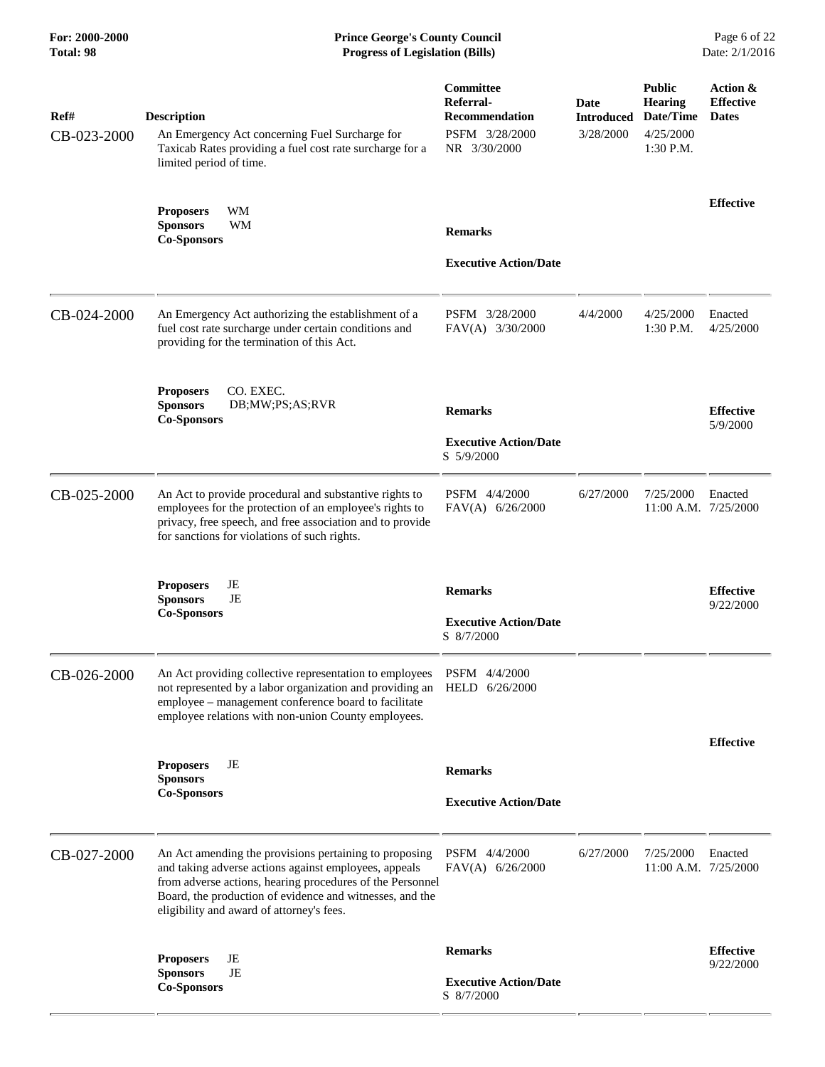| Ref# | Description | Committee Referral-Recommendation | Date Introduced | Public Hearing Date/Time | Action & Effective Dates |
|---|---|---|---|---|---|
| CB-023-2000 | An Emergency Act concerning Fuel Surcharge for Taxicab Rates providing a fuel cost rate surcharge for a limited period of time. | PSFM 3/28/2000<br>NR 3/30/2000 | 3/28/2000 | 4/25/2000<br>1:30 P.M. | |
| | **Proposers** WM<br>**Sponsors** WM<br>**Co-Sponsors** | **Remarks**<br><br>**Executive Action/Date** | | | **Effective** |
| CB-024-2000 | An Emergency Act authorizing the establishment of a fuel cost rate surcharge under certain conditions and providing for the termination of this Act. | PSFM 3/28/2000<br>FAV(A) 3/30/2000 | 4/4/2000 | 4/25/2000<br>1:30 P.M. | Enacted<br>4/25/2000 |
| | **Proposers** CO. EXEC.<br>**Sponsors** DB;MW;PS;AS;RVR<br>**Co-Sponsors** | **Remarks**<br><br>**Executive Action/Date**<br>S 5/9/2000 | | | **Effective**<br>5/9/2000 |
| CB-025-2000 | An Act to provide procedural and substantive rights to employees for the protection of an employee's rights to privacy, free speech, and free association and to provide for sanctions for violations of such rights. | PSFM 4/4/2000<br>FAV(A) 6/26/2000 | 6/27/2000 | 7/25/2000<br>11:00 A.M. | Enacted<br>7/25/2000 |
| | **Proposers** JE<br>**Sponsors** JE<br>**Co-Sponsors** | **Remarks**<br><br>**Executive Action/Date**<br>S 8/7/2000 | | | **Effective**<br>9/22/2000 |
| CB-026-2000 | An Act providing collective representation to employees not represented by a labor organization and providing an employee – management conference board to facilitate employee relations with non-union County employees. | PSFM 4/4/2000<br>HELD 6/26/2000 | | | |
| | **Proposers** JE<br>**Sponsors**<br>**Co-Sponsors** | **Remarks**<br><br>**Executive Action/Date** | | | **Effective** |
| CB-027-2000 | An Act amending the provisions pertaining to proposing and taking adverse actions against employees, appeals from adverse actions, hearing procedures of the Personnel Board, the production of evidence and witnesses, and the eligibility and award of attorney's fees. | PSFM 4/4/2000<br>FAV(A) 6/26/2000 | 6/27/2000 | 7/25/2000<br>11:00 A.M. | Enacted<br>7/25/2000 |
| | **Proposers** JE<br>**Sponsors** JE<br>**Co-Sponsors** | **Remarks**<br><br>**Executive Action/Date**<br>S 8/7/2000 | | | **Effective**<br>9/22/2000 |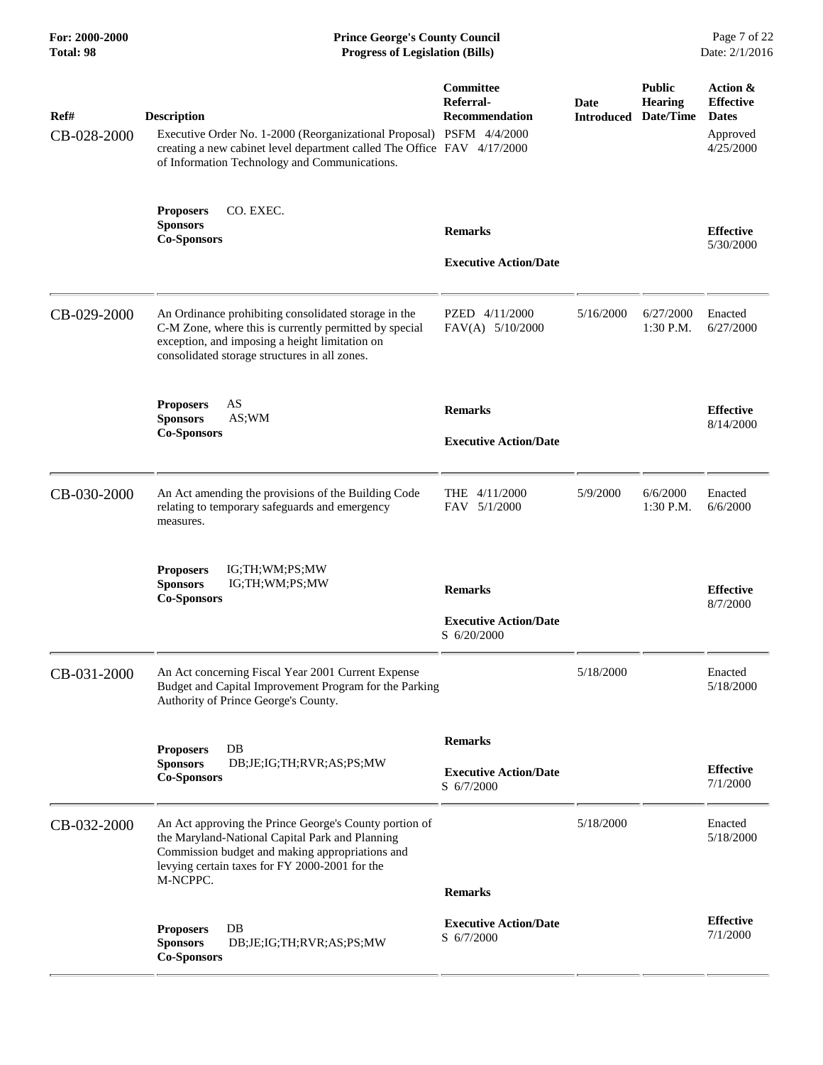| Ref# | Description | Committee Referral-Recommendation | Date Introduced | Public Hearing Date/Time | Action & Effective Dates |
|---|---|---|---|---|---|
| CB-028-2000 | Executive Order No. 1-2000 (Reorganizational Proposal) creating a new cabinet level department called The Office of Information Technology and Communications. | PSFM 4/4/2000<br>FAV 4/17/2000 | | | Approved<br>4/25/2000 |
| | **Proposers** CO. EXEC.<br>**Sponsors**<br>**Co-Sponsors** | **Remarks**<br><br>**Executive Action/Date** | | | **Effective**<br>5/30/2000 |
| CB-029-2000 | An Ordinance prohibiting consolidated storage in the C-M Zone, where this is currently permitted by special exception, and imposing a height limitation on consolidated storage structures in all zones. | PZED 4/11/2000<br>FAV(A) 5/10/2000 | 5/16/2000 | 6/27/2000<br>1:30 P.M. | Enacted<br>6/27/2000 |
| | **Proposers** AS<br>**Sponsors** AS;WM<br>**Co-Sponsors** | **Remarks**<br><br>**Executive Action/Date** | | | **Effective**<br>8/14/2000 |
| CB-030-2000 | An Act amending the provisions of the Building Code relating to temporary safeguards and emergency measures. | THE 4/11/2000<br>FAV 5/1/2000 | 5/9/2000 | 6/6/2000<br>1:30 P.M. | Enacted<br>6/6/2000 |
| | **Proposers** IG;TH;WM;PS;MW<br>**Sponsors** IG;TH;WM;PS;MW<br>**Co-Sponsors** | **Remarks**<br><br>**Executive Action/Date**<br>S 6/20/2000 | | | **Effective**<br>8/7/2000 |
| CB-031-2000 | An Act concerning Fiscal Year 2001 Current Expense Budget and Capital Improvement Program for the Parking Authority of Prince George's County. | | 5/18/2000 | | Enacted<br>5/18/2000 |
| | **Proposers** DB<br>**Sponsors** DB;JE;IG;TH;RVR;AS;PS;MW<br>**Co-Sponsors** | **Remarks**<br><br>**Executive Action/Date**<br>S 6/7/2000 | | | **Effective**<br>7/1/2000 |
| CB-032-2000 | An Act approving the Prince George's County portion of the Maryland-National Capital Park and Planning Commission budget and making appropriations and levying certain taxes for FY 2000-2001 for the M-NCPPC. | | 5/18/2000 | | Enacted<br>5/18/2000 |
| | **Proposers** DB<br>**Sponsors** DB;JE;IG;TH;RVR;AS;PS;MW<br>**Co-Sponsors** | **Remarks**<br><br>**Executive Action/Date**<br>S 6/7/2000 | | | **Effective**<br>7/1/2000 |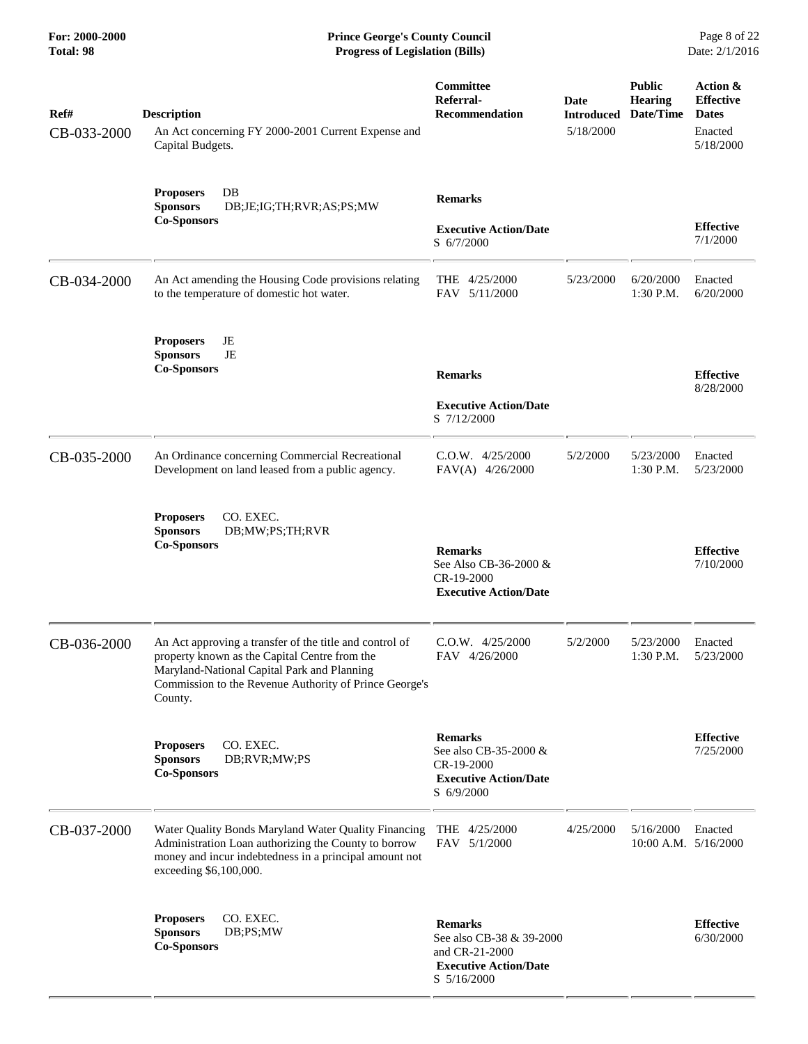| Ref# | Description | Committee Referral-Recommendation | Date Introduced | Public Hearing Date/Time | Action & Effective Dates |
|---|---|---|---|---|---|
| CB-033-2000 | An Act concerning FY 2000-2001 Current Expense and Capital Budgets. | | 5/18/2000 | | Enacted 5/18/2000 |
| | **Proposers** DB<br>**Sponsors** DB;JE;IG;TH;RVR;AS;PS;MW<br>**Co-Sponsors** | **Remarks**<br><br>**Executive Action/Date**<br>S 6/7/2000 | | | **Effective** 7/1/2000 |
| CB-034-2000 | An Act amending the Housing Code provisions relating to the temperature of domestic hot water. | THE 4/25/2000<br>FAV 5/11/2000 | 5/23/2000 | 6/20/2000 1:30 P.M. | Enacted 6/20/2000 |
| | **Proposers** JE<br>**Sponsors** JE<br>**Co-Sponsors** | **Remarks**<br><br>**Executive Action/Date**<br>S 7/12/2000 | | | **Effective** 8/28/2000 |
| CB-035-2000 | An Ordinance concerning Commercial Recreational Development on land leased from a public agency. | C.O.W. 4/25/2000<br>FAV(A) 4/26/2000 | 5/2/2000 | 5/23/2000 1:30 P.M. | Enacted 5/23/2000 |
| | **Proposers** CO. EXEC.<br>**Sponsors** DB;MW;PS;TH;RVR<br>**Co-Sponsors** | **Remarks**<br>See Also CB-36-2000 & CR-19-2000<br>**Executive Action/Date** | | | **Effective** 7/10/2000 |
| CB-036-2000 | An Act approving a transfer of the title and control of property known as the Capital Centre from the Maryland-National Capital Park and Planning Commission to the Revenue Authority of Prince George's County. | C.O.W. 4/25/2000<br>FAV 4/26/2000 | 5/2/2000 | 5/23/2000 1:30 P.M. | Enacted 5/23/2000 |
| | **Proposers** CO. EXEC.<br>**Sponsors** DB;RVR;MW;PS<br>**Co-Sponsors** | **Remarks**<br>See also CB-35-2000 & CR-19-2000<br>**Executive Action/Date**<br>S 6/9/2000 | | | **Effective** 7/25/2000 |
| CB-037-2000 | Water Quality Bonds Maryland Water Quality Financing Administration Loan authorizing the County to borrow money and incur indebtedness in a principal amount not exceeding $6,100,000. | THE 4/25/2000<br>FAV 5/1/2000 | 4/25/2000 | 5/16/2000 10:00 A.M. | Enacted 5/16/2000 |
| | **Proposers** CO. EXEC.<br>**Sponsors** DB;PS;MW<br>**Co-Sponsors** | **Remarks**<br>See also CB-38 & 39-2000 and CR-21-2000<br>**Executive Action/Date**<br>S 5/16/2000 | | | **Effective** 6/30/2000 |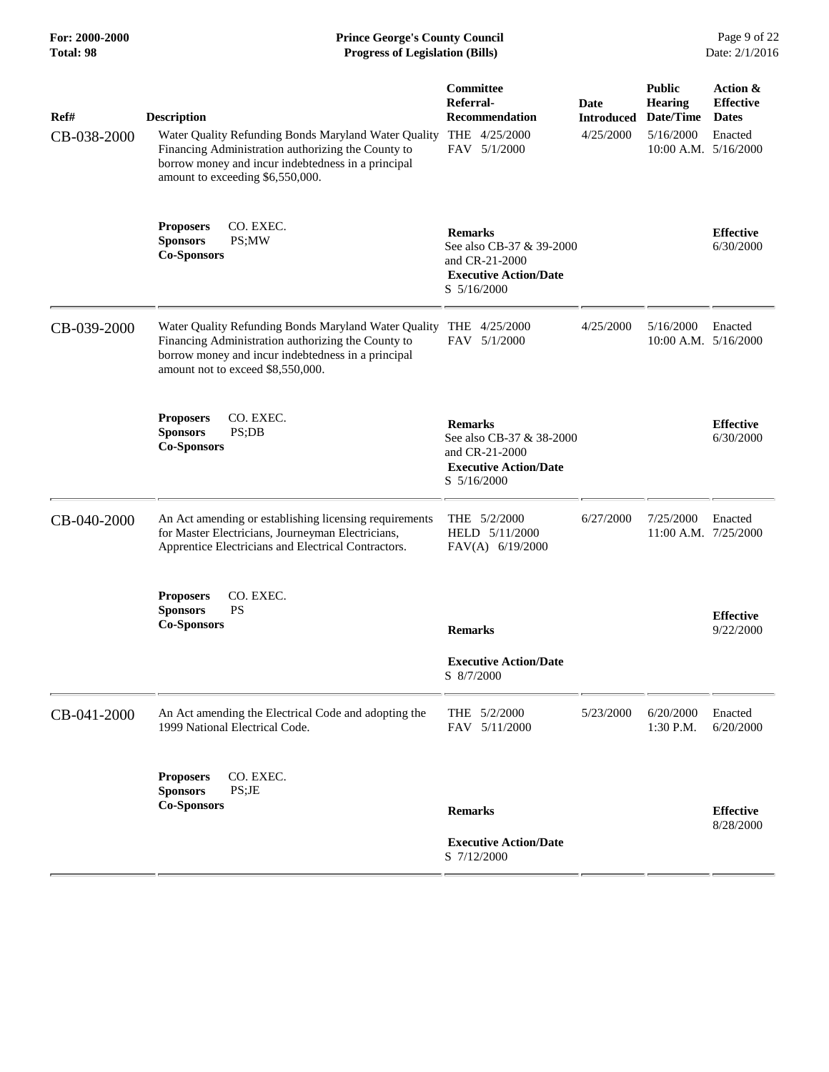| Ref# | Description | Committee Referral-Recommendation | Date Introduced | Public Hearing Date/Time | Action & Effective Dates |
|---|---|---|---|---|---|
| CB-038-2000 | Water Quality Refunding Bonds Maryland Water Quality Financing Administration authorizing the County to borrow money and incur indebtedness in a principal amount to exceeding $6,550,000. | THE 4/25/2000<br>FAV 5/1/2000 | 4/25/2000 | 5/16/2000<br>10:00 A.M. | Enacted<br>5/16/2000 |
| | **Proposers** CO. EXEC.<br>**Sponsors** PS;MW<br>**Co-Sponsors** | **Remarks**<br>See also CB-37 & 39-2000 and CR-21-2000<br>**Executive Action/Date**<br>S 5/16/2000 | | | **Effective**<br>6/30/2000 |
| CB-039-2000 | Water Quality Refunding Bonds Maryland Water Quality Financing Administration authorizing the County to borrow money and incur indebtedness in a principal amount not to exceed $8,550,000. | THE 4/25/2000<br>FAV 5/1/2000 | 4/25/2000 | 5/16/2000<br>10:00 A.M. | Enacted<br>5/16/2000 |
| | **Proposers** CO. EXEC.<br>**Sponsors** PS;DB<br>**Co-Sponsors** | **Remarks**<br>See also CB-37 & 38-2000 and CR-21-2000<br>**Executive Action/Date**<br>S 5/16/2000 | | | **Effective**<br>6/30/2000 |
| CB-040-2000 | An Act amending or establishing licensing requirements for Master Electricians, Journeyman Electricians, Apprentice Electricians and Electrical Contractors. | THE 5/2/2000<br>HELD 5/11/2000<br>FAV(A) 6/19/2000 | 6/27/2000 | 7/25/2000<br>11:00 A.M. | Enacted<br>7/25/2000 |
| | **Proposers** CO. EXEC.<br>**Sponsors** PS<br>**Co-Sponsors** | **Remarks**<br>**Executive Action/Date**<br>S 8/7/2000 | | | **Effective**<br>9/22/2000 |
| CB-041-2000 | An Act amending the Electrical Code and adopting the 1999 National Electrical Code. | THE 5/2/2000<br>FAV 5/11/2000 | 5/23/2000 | 6/20/2000<br>1:30 P.M. | Enacted<br>6/20/2000 |
| | **Proposers** CO. EXEC.<br>**Sponsors** PS;JE<br>**Co-Sponsors** | **Remarks**<br>**Executive Action/Date**<br>S 7/12/2000 | | | **Effective**<br>8/28/2000 |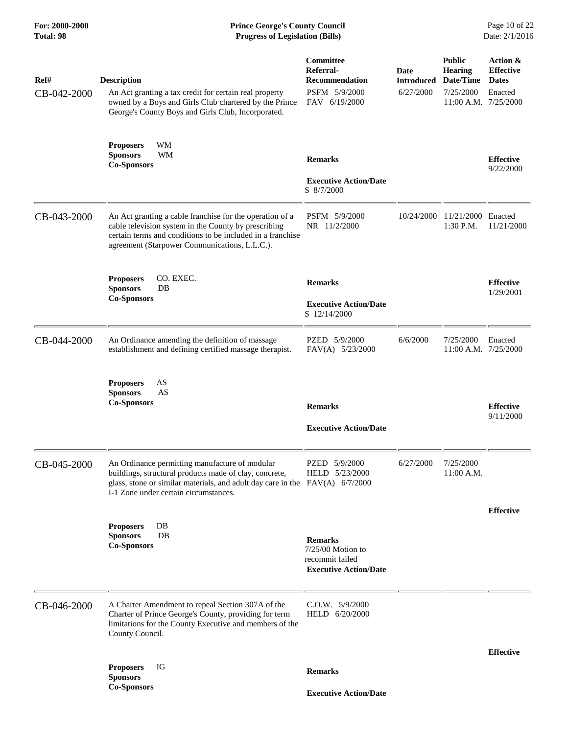| Ref# | Description | Committee Referral-Recommendation | Date Introduced | Public Hearing Date/Time | Action & Effective Dates |
|---|---|---|---|---|---|
| CB-042-2000 | An Act granting a tax credit for certain real property owned by a Boys and Girls Club chartered by the Prince George's County Boys and Girls Club, Incorporated. | PSFM 5/9/2000<br>FAV 6/19/2000 | 6/27/2000 | 7/25/2000<br>11:00 A.M. | Enacted<br>7/25/2000 |
| | **Proposers** WM<br>**Sponsors** WM<br>**Co-Sponsors** | **Remarks**<br><br>**Executive Action/Date**<br>S 8/7/2000 | | | **Effective**<br>9/22/2000 |
| CB-043-2000 | An Act granting a cable franchise for the operation of a cable television system in the County by prescribing certain terms and conditions to be included in a franchise agreement (Starpower Communications, L.L.C.). | PSFM 5/9/2000<br>NR 11/2/2000 | 10/24/2000 | 11/21/2000<br>1:30 P.M. | Enacted<br>11/21/2000 |
| | **Proposers** CO. EXEC.<br>**Sponsors** DB<br>**Co-Sponsors** | **Remarks**<br><br>**Executive Action/Date**<br>S 12/14/2000 | | | **Effective**<br>1/29/2001 |
| CB-044-2000 | An Ordinance amending the definition of massage establishment and defining certified massage therapist. | PZED 5/9/2000<br>FAV(A) 5/23/2000 | 6/6/2000 | 7/25/2000<br>11:00 A.M. | Enacted<br>7/25/2000 |
| | **Proposers** AS<br>**Sponsors** AS<br>**Co-Sponsors** | **Remarks**<br><br>**Executive Action/Date** | | | **Effective**<br>9/11/2000 |
| CB-045-2000 | An Ordinance permitting manufacture of modular buildings, structural products made of clay, concrete, glass, stone or similar materials, and adult day care in the I-1 Zone under certain circumstances. | PZED 5/9/2000<br>HELD 5/23/2000<br>FAV(A) 6/7/2000 | 6/27/2000 | 7/25/2000<br>11:00 A.M. | |
| | **Proposers** DB<br>**Sponsors** DB<br>**Co-Sponsors** | **Remarks**<br>7/25/00 Motion to recommit failed<br>**Executive Action/Date** | | | **Effective** |
| CB-046-2000 | A Charter Amendment to repeal Section 307A of the Charter of Prince George's County, providing for term limitations for the County Executive and members of the County Council. | C.O.W. 5/9/2000<br>HELD 6/20/2000 | | | |
| | **Proposers** IG<br>**Sponsors**<br>**Co-Sponsors** | **Remarks**<br><br>**Executive Action/Date** | | | **Effective** |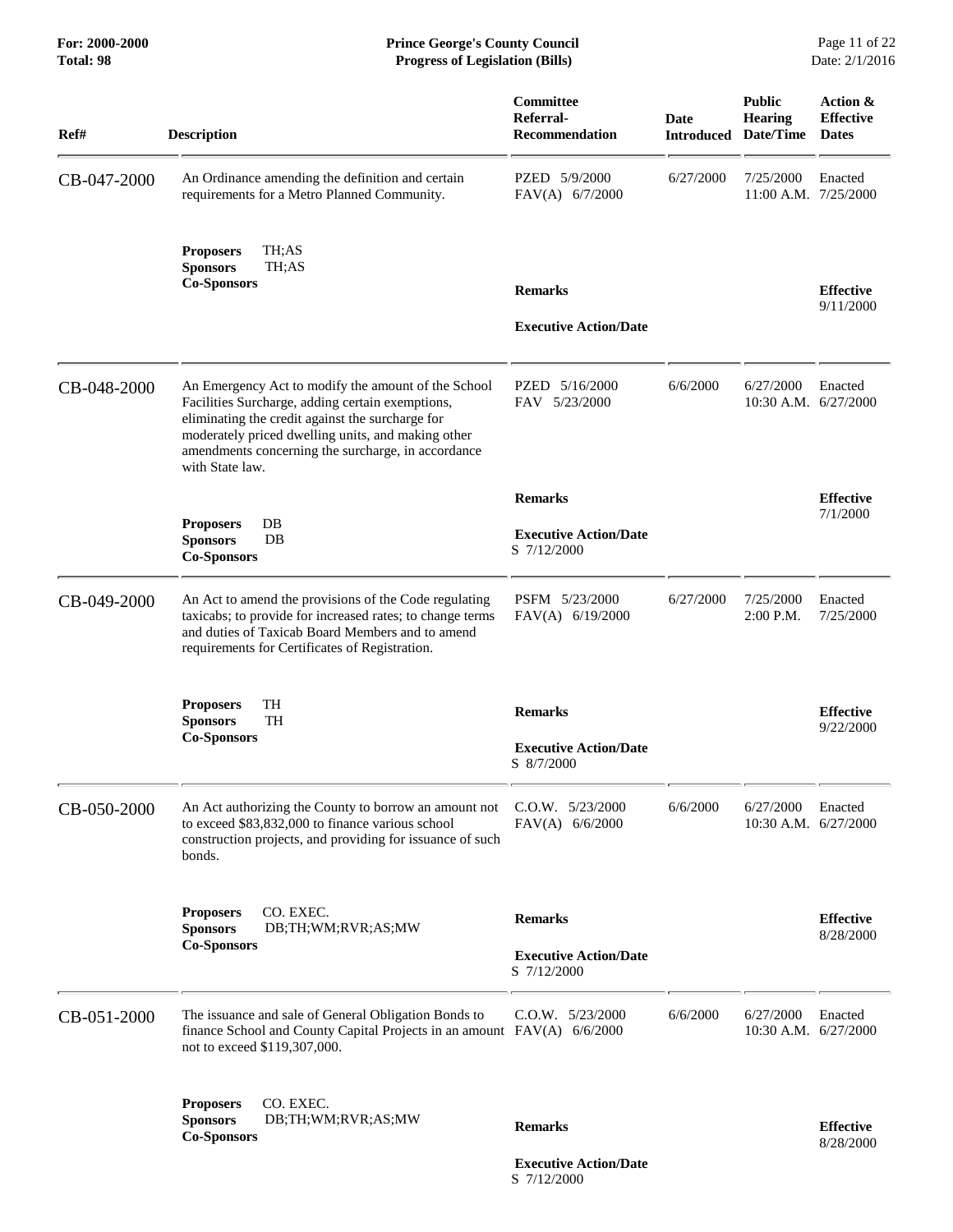| Ref# | Description | Committee Referral-Recommendation | Date Introduced | Public Hearing Date/Time | Action & Effective Dates |
|---|---|---|---|---|---|
| CB-047-2000 | An Ordinance amending the definition and certain requirements for a Metro Planned Community. | PZED 5/9/2000 FAV(A) 6/7/2000 | 6/27/2000 | 7/25/2000 11:00 A.M. | Enacted 7/25/2000 |
| | **Proposers** TH;AS **Sponsors** TH;AS **Co-Sponsors** | **Remarks** **Executive Action/Date** | | | **Effective** 9/11/2000 |
| CB-048-2000 | An Emergency Act to modify the amount of the School Facilities Surcharge, adding certain exemptions, eliminating the credit against the surcharge for moderately priced dwelling units, and making other amendments concerning the surcharge, in accordance with State law. | PZED 5/16/2000 FAV 5/23/2000 | 6/6/2000 | 6/27/2000 10:30 A.M. | Enacted 6/27/2000 |
| | **Proposers** DB **Sponsors** DB **Co-Sponsors** | **Remarks** **Executive Action/Date** S 7/12/2000 | | | **Effective** 7/1/2000 |
| CB-049-2000 | An Act to amend the provisions of the Code regulating taxicabs; to provide for increased rates; to change terms and duties of Taxicab Board Members and to amend requirements for Certificates of Registration. | PSFM 5/23/2000 FAV(A) 6/19/2000 | 6/27/2000 | 7/25/2000 2:00 P.M. | Enacted 7/25/2000 |
| | **Proposers** TH **Sponsors** TH **Co-Sponsors** | **Remarks** **Executive Action/Date** S 8/7/2000 | | | **Effective** 9/22/2000 |
| CB-050-2000 | An Act authorizing the County to borrow an amount not to exceed $83,832,000 to finance various school construction projects, and providing for issuance of such bonds. | C.O.W. 5/23/2000 FAV(A) 6/6/2000 | 6/6/2000 | 6/27/2000 10:30 A.M. | Enacted 6/27/2000 |
| | **Proposers** CO. EXEC. **Sponsors** DB;TH;WM;RVR;AS;MW **Co-Sponsors** | **Remarks** **Executive Action/Date** S 7/12/2000 | | | **Effective** 8/28/2000 |
| CB-051-2000 | The issuance and sale of General Obligation Bonds to finance School and County Capital Projects in an amount not to exceed $119,307,000. | C.O.W. 5/23/2000 FAV(A) 6/6/2000 | 6/6/2000 | 6/27/2000 10:30 A.M. | Enacted 6/27/2000 |
| | **Proposers** CO. EXEC. **Sponsors** DB;TH;WM;RVR;AS;MW **Co-Sponsors** | **Remarks** **Executive Action/Date** S 7/12/2000 | | | **Effective** 8/28/2000 |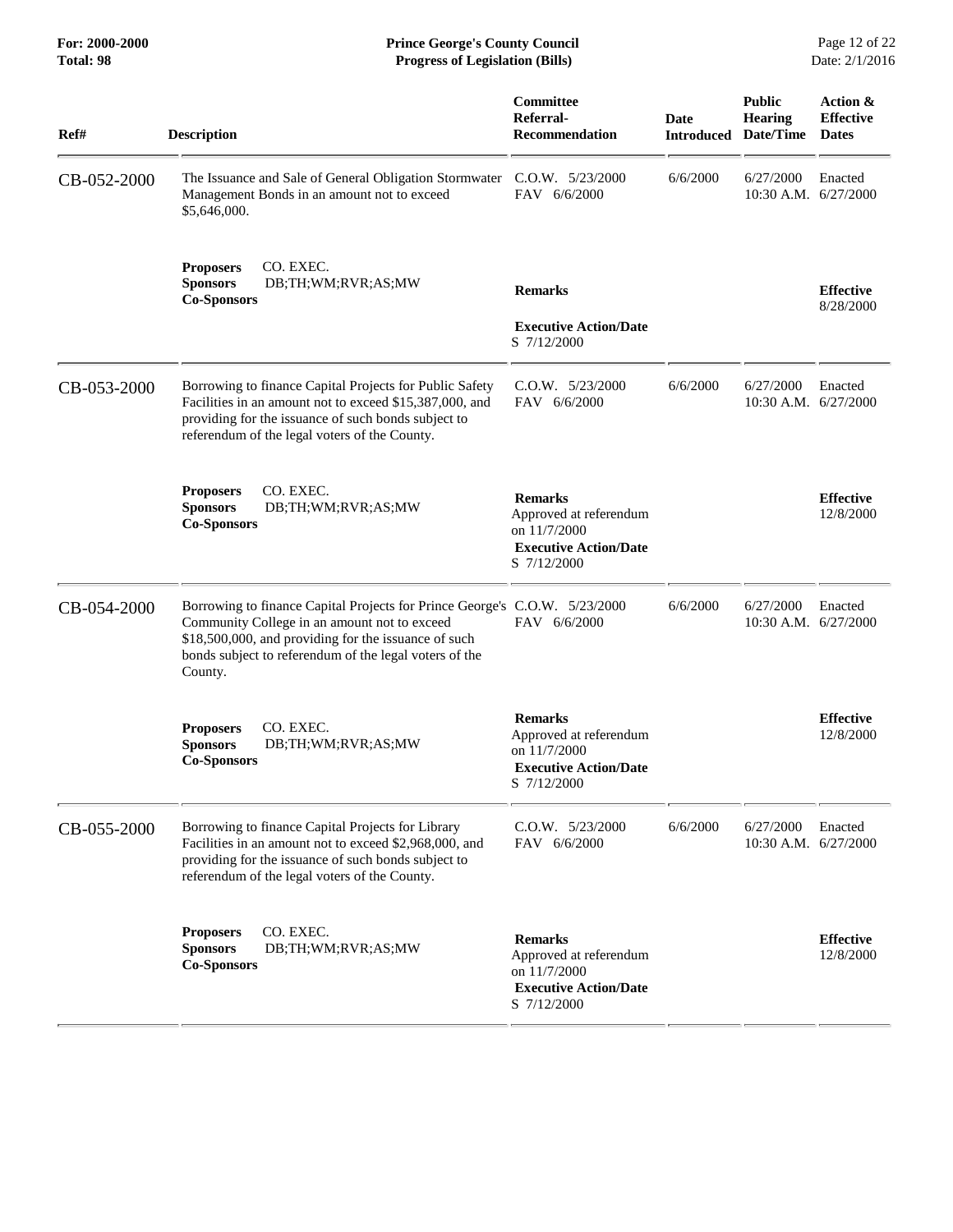| Ref# | Description | Committee Referral- Recommendation | Date Introduced | Public Hearing Date/Time | Action & Effective Dates |
|---|---|---|---|---|---|
| CB-052-2000 | The Issuance and Sale of General Obligation Stormwater Management Bonds in an amount not to exceed $5,646,000. | C.O.W. 5/23/2000 FAV 6/6/2000 | 6/6/2000 | 6/27/2000 10:30 A.M. | Enacted 6/27/2000 |
| | **Proposers** CO. EXEC. **Sponsors** DB;TH;WM;RVR;AS;MW **Co-Sponsors** | **Remarks** **Executive Action/Date** S 7/12/2000 | | | **Effective** 8/28/2000 |
| CB-053-2000 | Borrowing to finance Capital Projects for Public Safety Facilities in an amount not to exceed $15,387,000, and providing for the issuance of such bonds subject to referendum of the legal voters of the County. | C.O.W. 5/23/2000 FAV 6/6/2000 | 6/6/2000 | 6/27/2000 10:30 A.M. | Enacted 6/27/2000 |
| | **Proposers** CO. EXEC. **Sponsors** DB;TH;WM;RVR;AS;MW **Co-Sponsors** | **Remarks** Approved at referendum on 11/7/2000 **Executive Action/Date** S 7/12/2000 | | | **Effective** 12/8/2000 |
| CB-054-2000 | Borrowing to finance Capital Projects for Prince George's Community College in an amount not to exceed $18,500,000, and providing for the issuance of such bonds subject to referendum of the legal voters of the County. | C.O.W. 5/23/2000 FAV 6/6/2000 | 6/6/2000 | 6/27/2000 10:30 A.M. | Enacted 6/27/2000 |
| | **Proposers** CO. EXEC. **Sponsors** DB;TH;WM;RVR;AS;MW **Co-Sponsors** | **Remarks** Approved at referendum on 11/7/2000 **Executive Action/Date** S 7/12/2000 | | | **Effective** 12/8/2000 |
| CB-055-2000 | Borrowing to finance Capital Projects for Library Facilities in an amount not to exceed $2,968,000, and providing for the issuance of such bonds subject to referendum of the legal voters of the County. | C.O.W. 5/23/2000 FAV 6/6/2000 | 6/6/2000 | 6/27/2000 10:30 A.M. | Enacted 6/27/2000 |
| | **Proposers** CO. EXEC. **Sponsors** DB;TH;WM;RVR;AS;MW **Co-Sponsors** | **Remarks** Approved at referendum on 11/7/2000 **Executive Action/Date** S 7/12/2000 | | | **Effective** 12/8/2000 |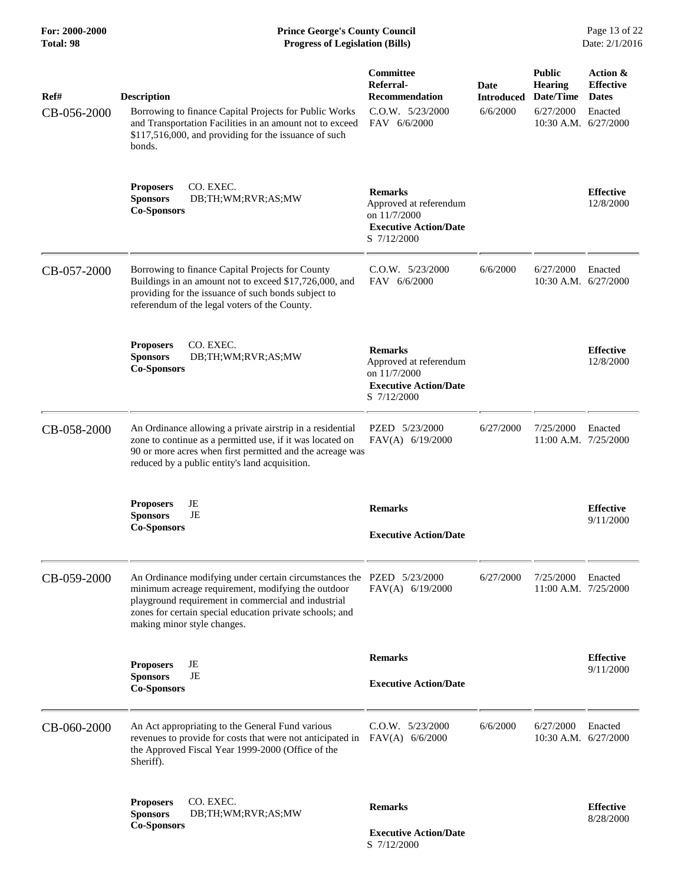| Ref# | Description | Committee Referral-Recommendation | Date Introduced | Public Hearing Date/Time | Action & Effective Dates |
|---|---|---|---|---|---|
| CB-056-2000 | Borrowing to finance Capital Projects for Public Works and Transportation Facilities in an amount not to exceed $117,516,000, and providing for the issuance of such bonds. | C.O.W. 5/23/2000<br>FAV 6/6/2000 | 6/6/2000 | 6/27/2000<br>10:30 A.M. | Enacted<br>6/27/2000 |
| | **Proposers** CO. EXEC.<br>**Sponsors** DB;TH;WM;RVR;AS;MW<br>**Co-Sponsors** | **Remarks**<br>Approved at referendum on 11/7/2000<br>**Executive Action/Date**<br>S 7/12/2000 | | | **Effective**<br>12/8/2000 |
| CB-057-2000 | Borrowing to finance Capital Projects for County Buildings in an amount not to exceed $17,726,000, and providing for the issuance of such bonds subject to referendum of the legal voters of the County. | C.O.W. 5/23/2000<br>FAV 6/6/2000 | 6/6/2000 | 6/27/2000<br>10:30 A.M. | Enacted<br>6/27/2000 |
| | **Proposers** CO. EXEC.<br>**Sponsors** DB;TH;WM;RVR;AS;MW<br>**Co-Sponsors** | **Remarks**<br>Approved at referendum on 11/7/2000<br>**Executive Action/Date**<br>S 7/12/2000 | | | **Effective**<br>12/8/2000 |
| CB-058-2000 | An Ordinance allowing a private airstrip in a residential zone to continue as a permitted use, if it was located on 90 or more acres when first permitted and the acreage was reduced by a public entity's land acquisition. | PZED 5/23/2000<br>FAV(A) 6/19/2000 | 6/27/2000 | 7/25/2000<br>11:00 A.M. | Enacted<br>7/25/2000 |
| | **Proposers** JE<br>**Sponsors** JE<br>**Co-Sponsors** | **Remarks**<br>**Executive Action/Date** | | | **Effective**<br>9/11/2000 |
| CB-059-2000 | An Ordinance modifying under certain circumstances the minimum acreage requirement, modifying the outdoor playground requirement in commercial and industrial zones for certain special education private schools; and making minor style changes. | PZED 5/23/2000<br>FAV(A) 6/19/2000 | 6/27/2000 | 7/25/2000<br>11:00 A.M. | Enacted<br>7/25/2000 |
| | **Proposers** JE<br>**Sponsors** JE<br>**Co-Sponsors** | **Remarks**<br>**Executive Action/Date** | | | **Effective**<br>9/11/2000 |
| CB-060-2000 | An Act appropriating to the General Fund various revenues to provide for costs that were not anticipated in the Approved Fiscal Year 1999-2000 (Office of the Sheriff). | C.O.W. 5/23/2000<br>FAV(A) 6/6/2000 | 6/6/2000 | 6/27/2000<br>10:30 A.M. | Enacted<br>6/27/2000 |
| | **Proposers** CO. EXEC.<br>**Sponsors** DB;TH;WM;RVR;AS;MW<br>**Co-Sponsors** | **Remarks**<br>**Executive Action/Date**<br>S 7/12/2000 | | | **Effective**<br>8/28/2000 |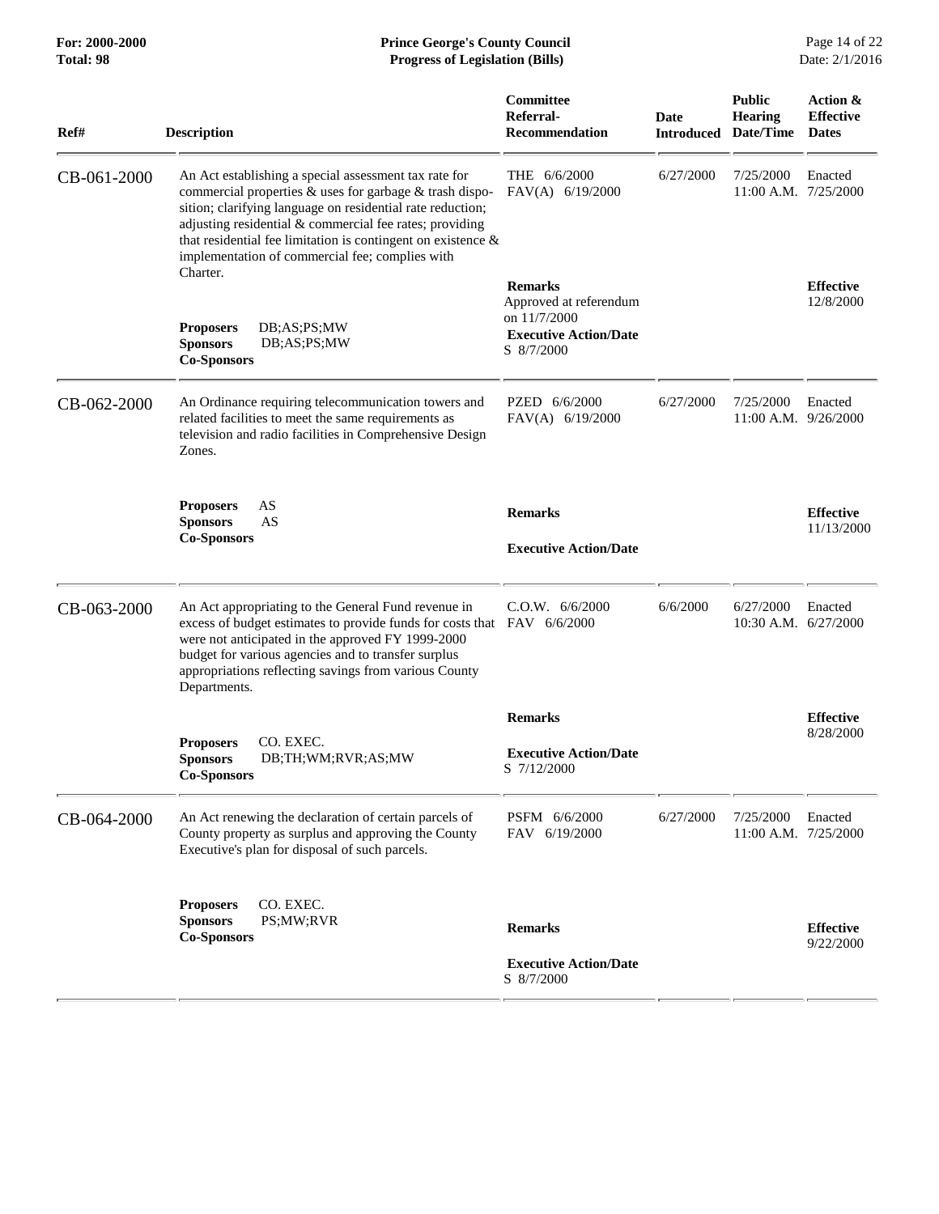| Ref# | Description | Committee Referral-Recommendation | Date Introduced | Public Hearing Date/Time | Action & Effective Dates |
|---|---|---|---|---|---|
| CB-061-2000 | An Act establishing a special assessment tax rate for commercial properties & uses for garbage & trash disposition; clarifying language on residential rate reduction; adjusting residential & commercial fee rates; providing that residential fee limitation is contingent on existence & implementation of commercial fee; complies with Charter.<br>**Proposers** DB;AS;PS;MW<br>**Sponsors** DB;AS;PS;MW<br>**Co-Sponsors** | THE 6/6/2000<br>FAV(A) 6/19/2000<br>**Remarks**<br>Approved at referendum on 11/7/2000<br>**Executive Action/Date**<br>S 8/7/2000 | 6/27/2000 | 7/25/2000<br>11:00 A.M. | Enacted<br>7/25/2000<br>**Effective**<br>12/8/2000 |
| CB-062-2000 | An Ordinance requiring telecommunication towers and related facilities to meet the same requirements as television and radio facilities in Comprehensive Design Zones.<br>**Proposers** AS<br>**Sponsors** AS<br>**Co-Sponsors** | PZED 6/6/2000<br>FAV(A) 6/19/2000<br>**Remarks**<br>**Executive Action/Date** | 6/27/2000 | 7/25/2000<br>11:00 A.M. | Enacted<br>9/26/2000<br>**Effective**<br>11/13/2000 |
| CB-063-2000 | An Act appropriating to the General Fund revenue in excess of budget estimates to provide funds for costs that were not anticipated in the approved FY 1999-2000 budget for various agencies and to transfer surplus appropriations reflecting savings from various County Departments.<br>**Proposers** CO. EXEC.<br>**Sponsors** DB;TH;WM;RVR;AS;MW<br>**Co-Sponsors** | C.O.W. 6/6/2000<br>FAV 6/6/2000<br>**Remarks**<br>**Executive Action/Date**<br>S 7/12/2000 | 6/6/2000 | 6/27/2000<br>10:30 A.M. | Enacted<br>6/27/2000<br>**Effective**<br>8/28/2000 |
| CB-064-2000 | An Act renewing the declaration of certain parcels of County property as surplus and approving the County Executive's plan for disposal of such parcels.<br>**Proposers** CO. EXEC.<br>**Sponsors** PS;MW;RVR<br>**Co-Sponsors** | PSFM 6/6/2000<br>FAV 6/19/2000<br>**Remarks**<br>**Executive Action/Date**<br>S 8/7/2000 | 6/27/2000 | 7/25/2000<br>11:00 A.M. | Enacted<br>7/25/2000<br>**Effective**<br>9/22/2000 |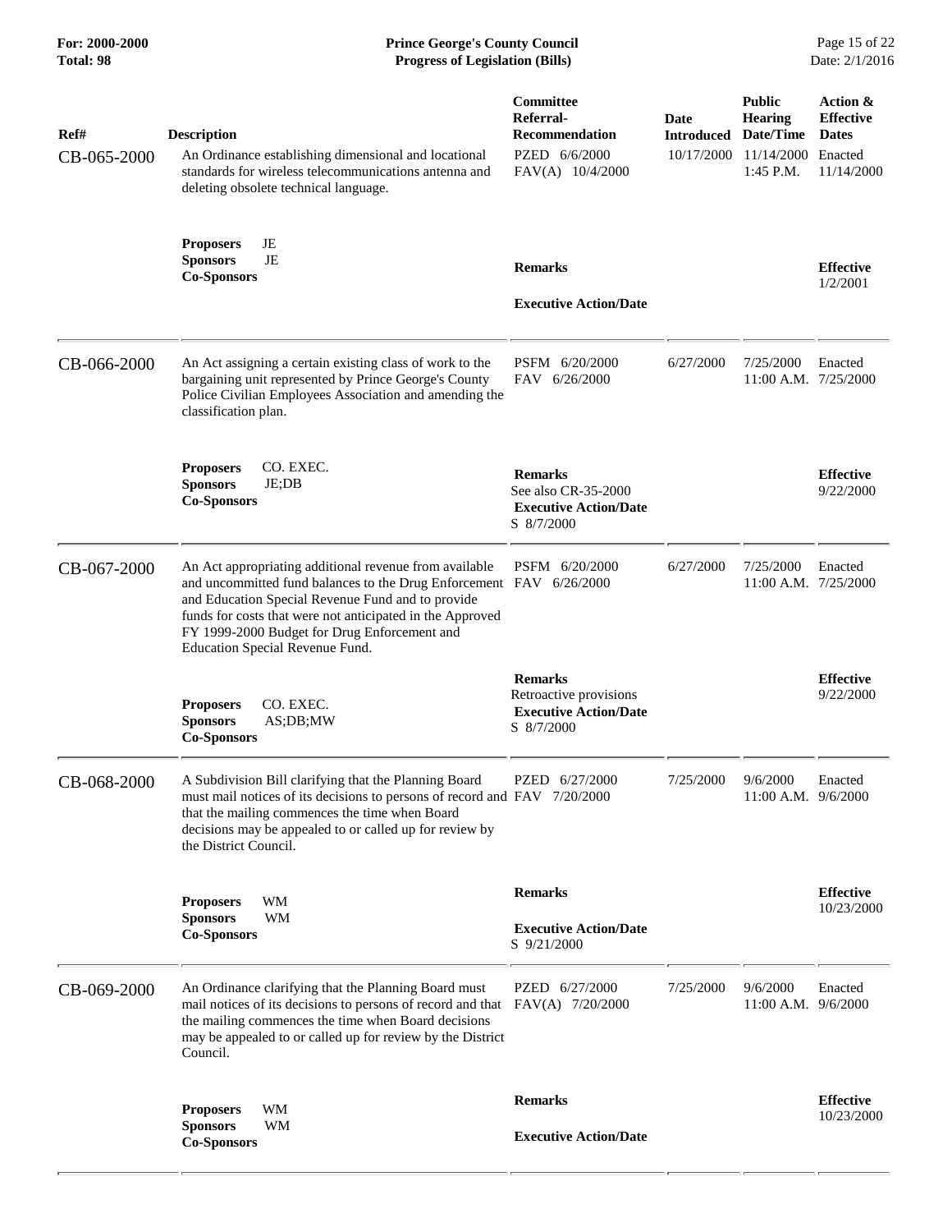| Ref# | Description | Committee Referral-Recommendation | Date Introduced | Public Hearing Date/Time | Action & Effective Dates |
|---|---|---|---|---|---|
| CB-065-2000 | An Ordinance establishing dimensional and locational standards for wireless telecommunications antenna and deleting obsolete technical language. | PZED 6/6/2000<br>FAV(A) 10/4/2000 | 10/17/2000 | 11/14/2000<br>1:45 P.M. | Enacted<br>11/14/2000 |
| | **Proposers** JE<br>**Sponsors** JE<br>**Co-Sponsors** | **Remarks**<br><br>**Executive Action/Date** | | | **Effective**<br>1/2/2001 |
| CB-066-2000 | An Act assigning a certain existing class of work to the bargaining unit represented by Prince George's County Police Civilian Employees Association and amending the classification plan. | PSFM 6/20/2000<br>FAV 6/26/2000 | 6/27/2000 | 7/25/2000<br>11:00 A.M. | Enacted<br>7/25/2000 |
| | **Proposers** CO. EXEC.<br>**Sponsors** JE;DB<br>**Co-Sponsors** | **Remarks**<br>See also CR-35-2000<br>**Executive Action/Date**<br>S 8/7/2000 | | | **Effective**<br>9/22/2000 |
| CB-067-2000 | An Act appropriating additional revenue from available and uncommitted fund balances to the Drug Enforcement and Education Special Revenue Fund and to provide funds for costs that were not anticipated in the Approved FY 1999-2000 Budget for Drug Enforcement and Education Special Revenue Fund. | PSFM 6/20/2000<br>FAV 6/26/2000 | 6/27/2000 | 7/25/2000<br>11:00 A.M. | Enacted<br>7/25/2000 |
| | **Proposers** CO. EXEC.<br>**Sponsors** AS;DB;MW<br>**Co-Sponsors** | **Remarks**<br>Retroactive provisions<br>**Executive Action/Date**<br>S 8/7/2000 | | | **Effective**<br>9/22/2000 |
| CB-068-2000 | A Subdivision Bill clarifying that the Planning Board must mail notices of its decisions to persons of record and that the mailing commences the time when Board decisions may be appealed to or called up for review by the District Council. | PZED 6/27/2000<br>FAV 7/20/2000 | 7/25/2000 | 9/6/2000<br>11:00 A.M. | Enacted<br>9/6/2000 |
| | **Proposers** WM<br>**Sponsors** WM<br>**Co-Sponsors** | **Remarks**<br><br>**Executive Action/Date**<br>S 9/21/2000 | | | **Effective**<br>10/23/2000 |
| CB-069-2000 | An Ordinance clarifying that the Planning Board must mail notices of its decisions to persons of record and that the mailing commences the time when Board decisions may be appealed to or called up for review by the District Council. | PZED 6/27/2000<br>FAV(A) 7/20/2000 | 7/25/2000 | 9/6/2000<br>11:00 A.M. | Enacted<br>9/6/2000 |
| | **Proposers** WM<br>**Sponsors** WM<br>**Co-Sponsors** | **Remarks**<br><br>**Executive Action/Date** | | | **Effective**<br>10/23/2000 |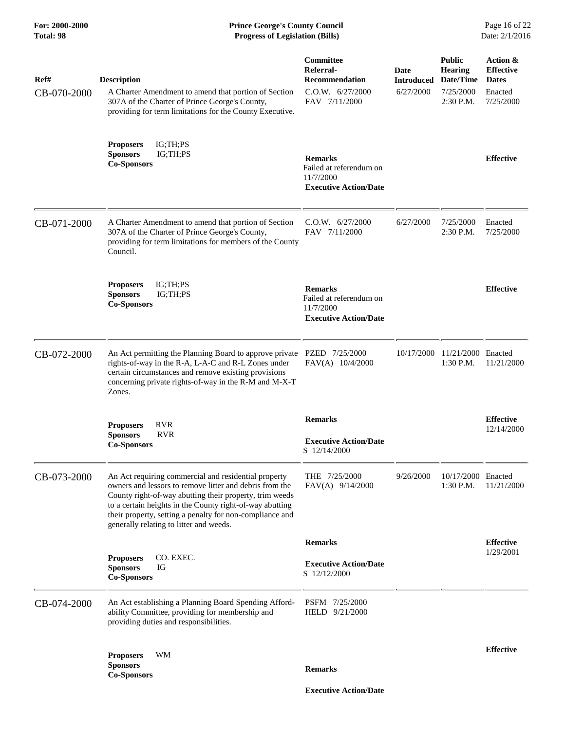| Ref# | Description | Committee Referral-Recommendation | Date Introduced | Public Hearing Date/Time | Action & Effective Dates |
|---|---|---|---|---|---|
| CB-070-2000 | A Charter Amendment to amend that portion of Section 307A of the Charter of Prince George's County, providing for term limitations for the County Executive. | C.O.W. 6/27/2000<br>FAV 7/11/2000 | 6/27/2000 | 7/25/2000<br>2:30 P.M. | Enacted<br>7/25/2000 |
| | **Proposers** IG;TH;PS<br>**Sponsors** IG;TH;PS<br>**Co-Sponsors** | **Remarks**<br>Failed at referendum on 11/7/2000<br>**Executive Action/Date** | | | **Effective** |
| CB-071-2000 | A Charter Amendment to amend that portion of Section 307A of the Charter of Prince George's County, providing for term limitations for members of the County Council. | C.O.W. 6/27/2000<br>FAV 7/11/2000 | 6/27/2000 | 7/25/2000<br>2:30 P.M. | Enacted<br>7/25/2000 |
| | **Proposers** IG;TH;PS<br>**Sponsors** IG;TH;PS<br>**Co-Sponsors** | **Remarks**<br>Failed at referendum on 11/7/2000<br>**Executive Action/Date** | | | **Effective** |
| CB-072-2000 | An Act permitting the Planning Board to approve private rights-of-way in the R-A, L-A-C and R-L Zones under certain circumstances and remove existing provisions concerning private rights-of-way in the R-M and M-X-T Zones. | PZED 7/25/2000<br>FAV(A) 10/4/2000 | 10/17/2000 | 11/21/2000<br>1:30 P.M. | Enacted<br>11/21/2000 |
| | **Proposers** RVR<br>**Sponsors** RVR<br>**Co-Sponsors** | **Remarks**<br>**Executive Action/Date**<br>S 12/14/2000 | | | **Effective**<br>12/14/2000 |
| CB-073-2000 | An Act requiring commercial and residential property owners and lessors to remove litter and debris from the County right-of-way abutting their property, trim weeds to a certain heights in the County right-of-way abutting their property, setting a penalty for non-compliance and generally relating to litter and weeds. | THE 7/25/2000<br>FAV(A) 9/14/2000 | 9/26/2000 | 10/17/2000<br>1:30 P.M. | Enacted<br>11/21/2000 |
| | **Proposers** CO. EXEC.<br>**Sponsors** IG<br>**Co-Sponsors** | **Remarks**<br>**Executive Action/Date**<br>S 12/12/2000 | | | **Effective**<br>1/29/2001 |
| CB-074-2000 | An Act establishing a Planning Board Spending Affordability Committee, providing for membership and providing duties and responsibilities. | PSFM 7/25/2000<br>HELD 9/21/2000 | | | |
| | **Proposers** WM<br>**Sponsors**<br>**Co-Sponsors** | **Remarks**<br>**Executive Action/Date** | | | **Effective** |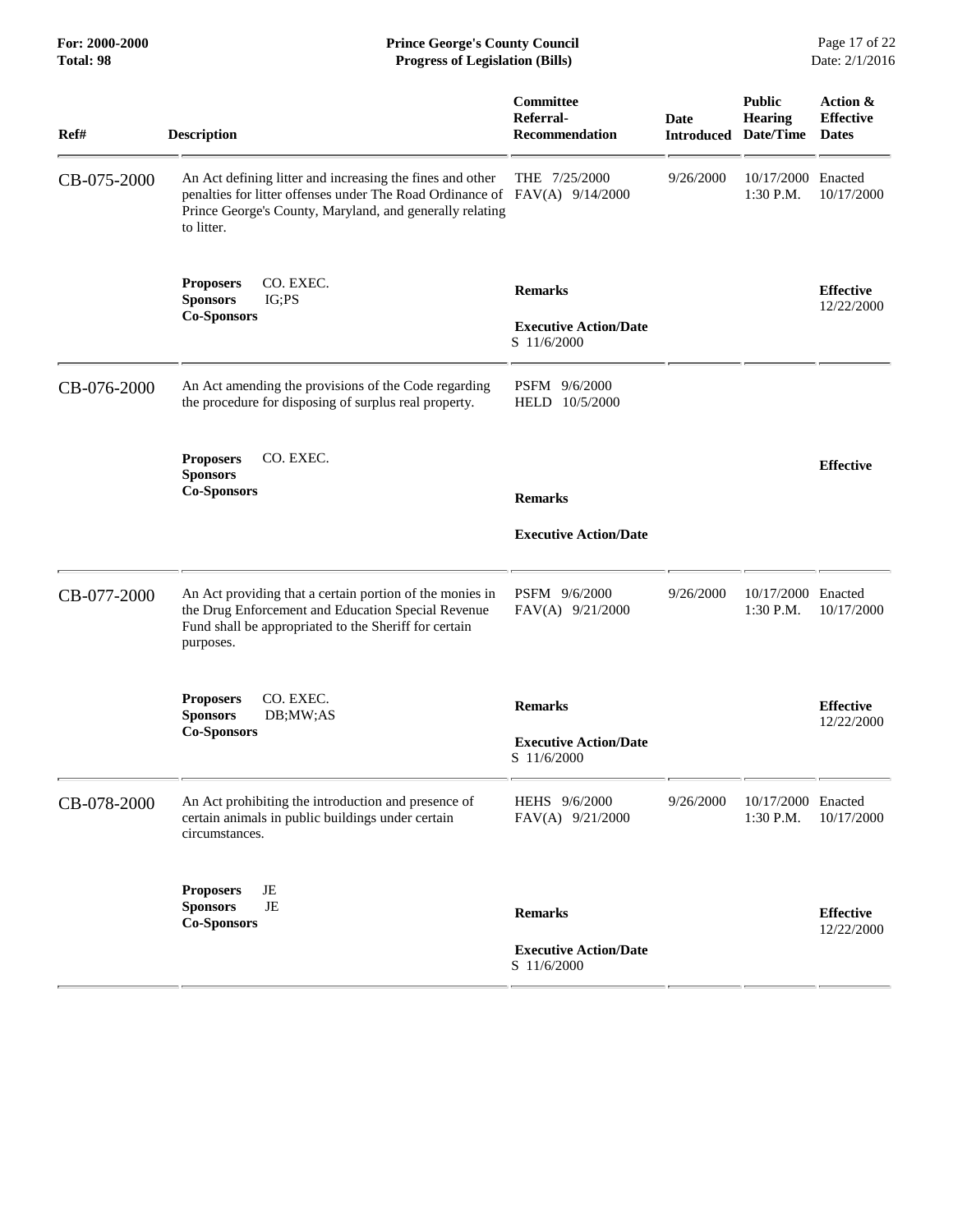| Ref# | Description | Committee Referral-Recommendation | Date Introduced | Public Hearing Date/Time | Action & Effective Dates |
|---|---|---|---|---|---|
| CB-075-2000 | An Act defining litter and increasing the fines and other penalties for litter offenses under The Road Ordinance of Prince George's County, Maryland, and generally relating to litter. | THE 7/25/2000<br>FAV(A) 9/14/2000 | 9/26/2000 | 10/17/2000 1:30 P.M. | Enacted 10/17/2000 |
| | **Proposers** CO. EXEC.<br>**Sponsors** IG;PS<br>**Co-Sponsors** | **Remarks**<br><br>**Executive Action/Date**<br>S 11/6/2000 | | | **Effective** 12/22/2000 |
| CB-076-2000 | An Act amending the provisions of the Code regarding the procedure for disposing of surplus real property. | PSFM 9/6/2000<br>HELD 10/5/2000 | | | |
| | **Proposers** CO. EXEC.<br>**Sponsors**<br>**Co-Sponsors** | **Remarks**<br><br>**Executive Action/Date** | | | **Effective** |
| CB-077-2000 | An Act providing that a certain portion of the monies in the Drug Enforcement and Education Special Revenue Fund shall be appropriated to the Sheriff for certain purposes. | PSFM 9/6/2000<br>FAV(A) 9/21/2000 | 9/26/2000 | 10/17/2000 1:30 P.M. | Enacted 10/17/2000 |
| | **Proposers** CO. EXEC.<br>**Sponsors** DB;MW;AS<br>**Co-Sponsors** | **Remarks**<br><br>**Executive Action/Date**<br>S 11/6/2000 | | | **Effective** 12/22/2000 |
| CB-078-2000 | An Act prohibiting the introduction and presence of certain animals in public buildings under certain circumstances. | HEHS 9/6/2000<br>FAV(A) 9/21/2000 | 9/26/2000 | 10/17/2000 1:30 P.M. | Enacted 10/17/2000 |
| | **Proposers** JE<br>**Sponsors** JE<br>**Co-Sponsors** | **Remarks**<br><br>**Executive Action/Date**<br>S 11/6/2000 | | | **Effective** 12/22/2000 |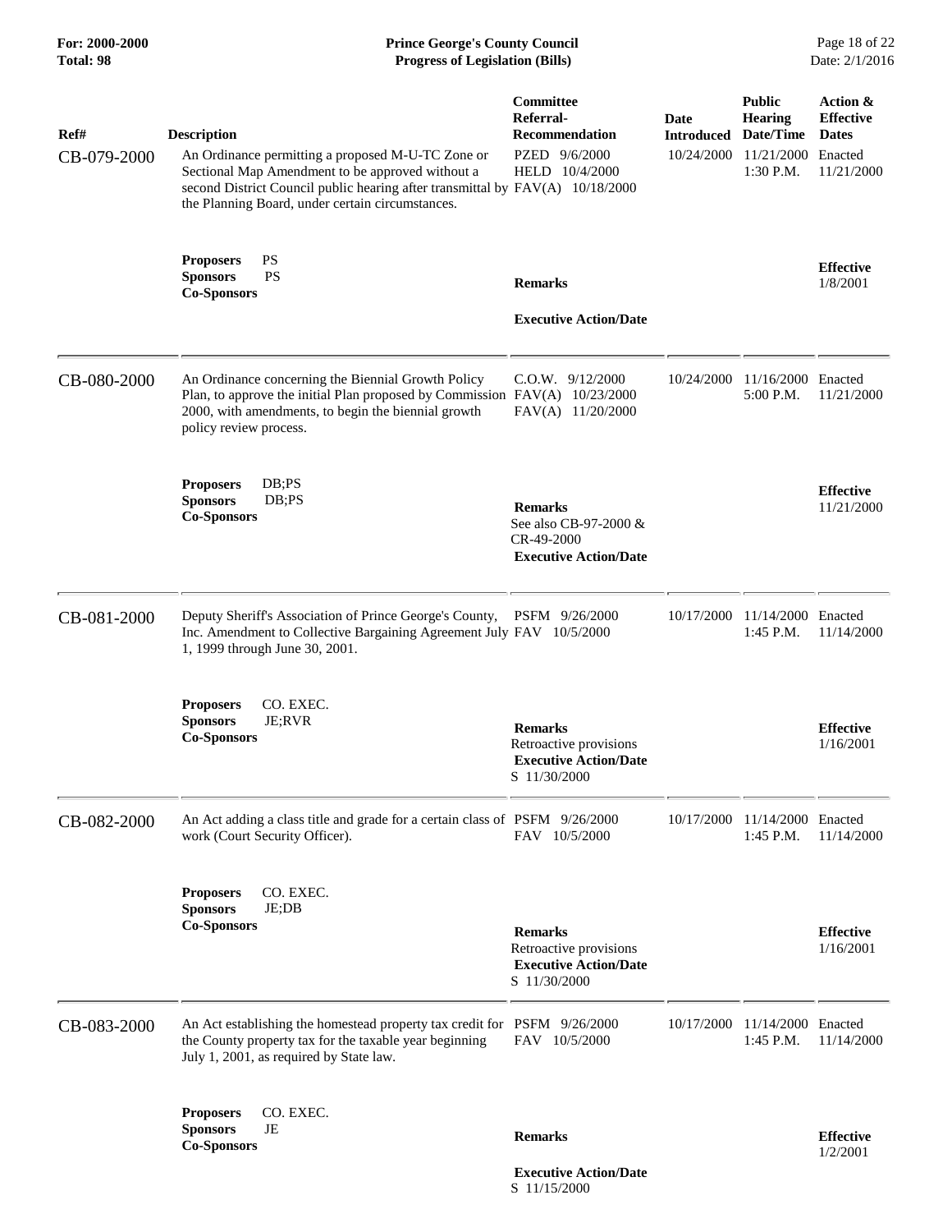| Ref# | Description | Committee Referral-Recommendation | Date Introduced | Public Hearing Date/Time | Action & Effective Dates |
|---|---|---|---|---|---|
| CB-079-2000 | An Ordinance permitting a proposed M-U-TC Zone or Sectional Map Amendment to be approved without a second District Council public hearing after transmittal by the Planning Board, under certain circumstances. | PZED 9/6/2000<br>HELD 10/4/2000<br>FAV(A) 10/18/2000 | 10/24/2000 | 11/21/2000<br>1:30 P.M. | Enacted<br>11/21/2000 |
| | **Proposers** PS<br>**Sponsors** PS<br>**Co-Sponsors** | **Remarks**<br><br>**Executive Action/Date** | | | **Effective**<br>1/8/2001 |
| CB-080-2000 | An Ordinance concerning the Biennial Growth Policy Plan, to approve the initial Plan proposed by Commission 2000, with amendments, to begin the biennial growth policy review process. | C.O.W. 9/12/2000<br>FAV(A) 10/23/2000<br>FAV(A) 11/20/2000 | 10/24/2000 | 11/16/2000<br>5:00 P.M. | Enacted<br>11/21/2000 |
| | **Proposers** DB;PS<br>**Sponsors** DB;PS<br>**Co-Sponsors** | **Remarks**<br>See also CB-97-2000 & CR-49-2000<br>**Executive Action/Date** | | | **Effective**<br>11/21/2000 |
| CB-081-2000 | Deputy Sheriff's Association of Prince George's County, Inc. Amendment to Collective Bargaining Agreement July 1, 1999 through June 30, 2001. | PSFM 9/26/2000<br>FAV 10/5/2000 | 10/17/2000 | 11/14/2000<br>1:45 P.M. | Enacted<br>11/14/2000 |
| | **Proposers** CO. EXEC.<br>**Sponsors** JE;RVR<br>**Co-Sponsors** | **Remarks**<br>Retroactive provisions<br>**Executive Action/Date**<br>S 11/30/2000 | | | **Effective**<br>1/16/2001 |
| CB-082-2000 | An Act adding a class title and grade for a certain class of work (Court Security Officer). | PSFM 9/26/2000<br>FAV 10/5/2000 | 10/17/2000 | 11/14/2000<br>1:45 P.M. | Enacted<br>11/14/2000 |
| | **Proposers** CO. EXEC.<br>**Sponsors** JE;DB<br>**Co-Sponsors** | **Remarks**<br>Retroactive provisions<br>**Executive Action/Date**<br>S 11/30/2000 | | | **Effective**<br>1/16/2001 |
| CB-083-2000 | An Act establishing the homestead property tax credit for the County property tax for the taxable year beginning July 1, 2001, as required by State law. | PSFM 9/26/2000<br>FAV 10/5/2000 | 10/17/2000 | 11/14/2000<br>1:45 P.M. | Enacted<br>11/14/2000 |
| | **Proposers** CO. EXEC.<br>**Sponsors** JE<br>**Co-Sponsors** | **Remarks**<br><br>**Executive Action/Date**<br>S 11/15/2000 | | | **Effective**<br>1/2/2001 |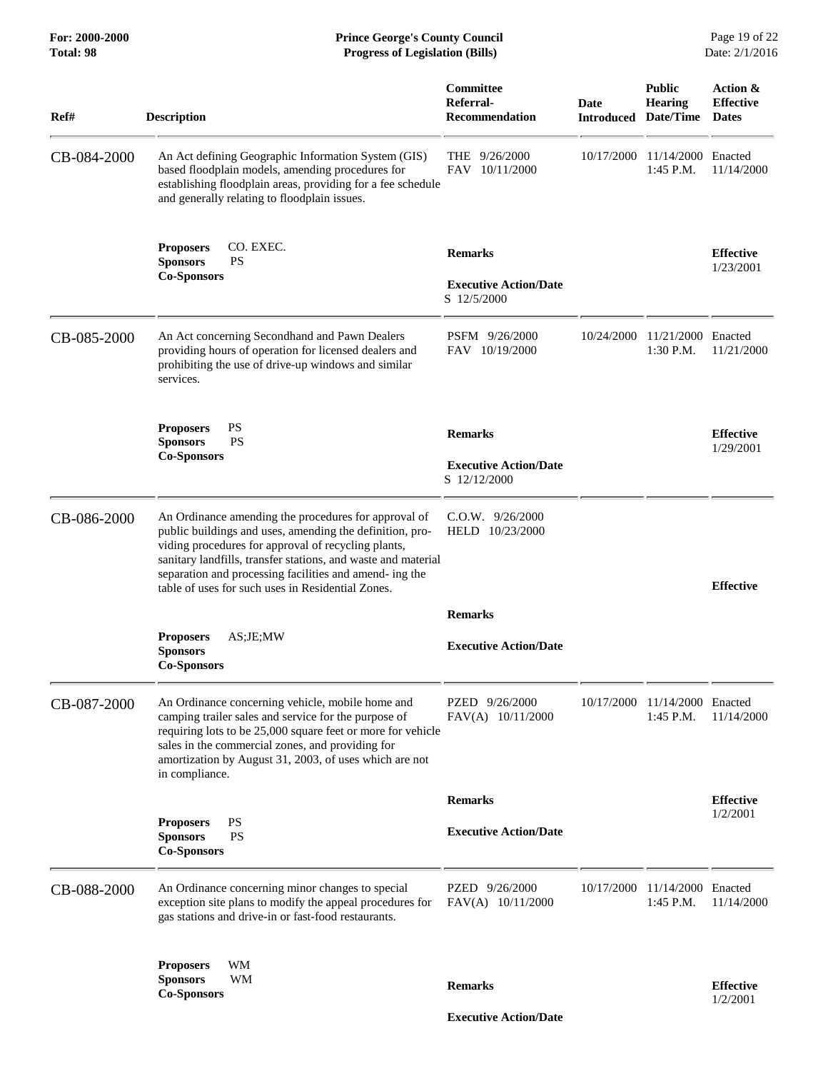| Ref# | Description | Committee Referral-Recommendation | Date Introduced | Public Hearing Date/Time | Action & Effective Dates |
|---|---|---|---|---|---|
| CB-084-2000 | An Act defining Geographic Information System (GIS) based floodplain models, amending procedures for establishing floodplain areas, providing for a fee schedule and generally relating to floodplain issues. | THE 9/26/2000<br>FAV 10/11/2000 | 10/17/2000 | 11/14/2000 1:45 P.M. | Enacted 11/14/2000 |
| | **Proposers** CO. EXEC.<br>**Sponsors** PS<br>**Co-Sponsors** | **Remarks**<br><br>**Executive Action/Date**<br>S 12/5/2000 | | | **Effective** 1/23/2001 |
| CB-085-2000 | An Act concerning Secondhand and Pawn Dealers providing hours of operation for licensed dealers and prohibiting the use of drive-up windows and similar services. | PSFM 9/26/2000<br>FAV 10/19/2000 | 10/24/2000 | 11/21/2000 1:30 P.M. | Enacted 11/21/2000 |
| | **Proposers** PS<br>**Sponsors** PS<br>**Co-Sponsors** | **Remarks**<br><br>**Executive Action/Date**<br>S 12/12/2000 | | | **Effective** 1/29/2001 |
| CB-086-2000 | An Ordinance amending the procedures for approval of public buildings and uses, amending the definition, providing procedures for approval of recycling plants, sanitary landfills, transfer stations, and waste and material separation and processing facilities and amend- ing the table of uses for such uses in Residential Zones. | C.O.W. 9/26/2000<br>HELD 10/23/2000 | | | **Effective** |
| | **Proposers** AS;JE;MW<br>**Sponsors**<br>**Co-Sponsors** | **Remarks**<br><br>**Executive Action/Date** | | | |
| CB-087-2000 | An Ordinance concerning vehicle, mobile home and camping trailer sales and service for the purpose of requiring lots to be 25,000 square feet or more for vehicle sales in the commercial zones, and providing for amortization by August 31, 2003, of uses which are not in compliance. | PZED 9/26/2000<br>FAV(A) 10/11/2000 | 10/17/2000 | 11/14/2000 1:45 P.M. | Enacted 11/14/2000 |
| | **Proposers** PS<br>**Sponsors** PS<br>**Co-Sponsors** | **Remarks**<br><br>**Executive Action/Date** | | | **Effective** 1/2/2001 |
| CB-088-2000 | An Ordinance concerning minor changes to special exception site plans to modify the appeal procedures for gas stations and drive-in or fast-food restaurants. | PZED 9/26/2000<br>FAV(A) 10/11/2000 | 10/17/2000 | 11/14/2000 1:45 P.M. | Enacted 11/14/2000 |
| | **Proposers** WM<br>**Sponsors** WM<br>**Co-Sponsors** | **Remarks**<br><br>**Executive Action/Date** | | | **Effective** 1/2/2001 |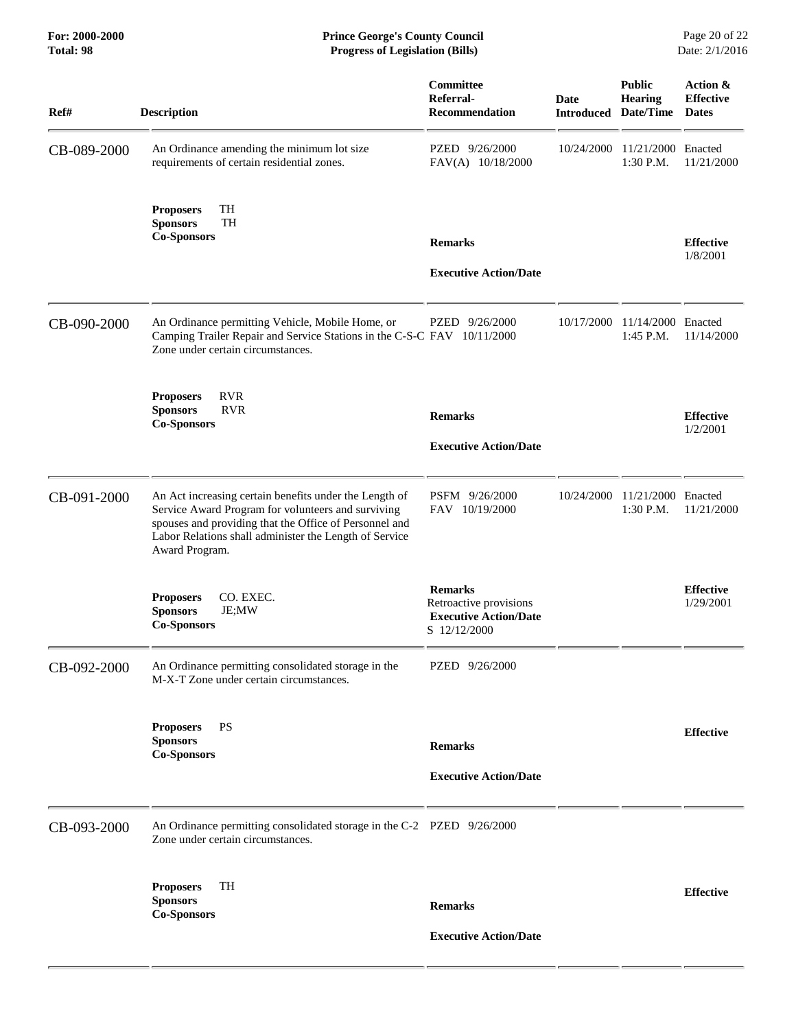| Ref# | Description | Committee Referral-Recommendation | Date Introduced | Public Hearing Date/Time | Action & Effective Dates |
|---|---|---|---|---|---|
| CB-089-2000 | An Ordinance amending the minimum lot size requirements of certain residential zones. | PZED 9/26/2000<br>FAV(A) 10/18/2000 | 10/24/2000 | 11/21/2000<br>1:30 P.M. | Enacted<br>11/21/2000 |
| | **Proposers** TH<br>**Sponsors** TH<br>**Co-Sponsors** | **Remarks**<br><br>**Executive Action/Date** | | | **Effective**<br>1/8/2001 |
| CB-090-2000 | An Ordinance permitting Vehicle, Mobile Home, or Camping Trailer Repair and Service Stations in the C-S-C Zone under certain circumstances. | PZED 9/26/2000<br>FAV 10/11/2000 | 10/17/2000 | 11/14/2000<br>1:45 P.M. | Enacted<br>11/14/2000 |
| | **Proposers** RVR<br>**Sponsors** RVR<br>**Co-Sponsors** | **Remarks**<br><br>**Executive Action/Date** | | | **Effective**<br>1/2/2001 |
| CB-091-2000 | An Act increasing certain benefits under the Length of Service Award Program for volunteers and surviving spouses and providing that the Office of Personnel and Labor Relations shall administer the Length of Service Award Program. | PSFM 9/26/2000<br>FAV 10/19/2000 | 10/24/2000 | 11/21/2000<br>1:30 P.M. | Enacted<br>11/21/2000 |
| | **Proposers** CO. EXEC.<br>**Sponsors** JE;MW<br>**Co-Sponsors** | **Remarks**<br>Retroactive provisions<br>**Executive Action/Date**<br>S 12/12/2000 | | | **Effective**<br>1/29/2001 |
| CB-092-2000 | An Ordinance permitting consolidated storage in the M-X-T Zone under certain circumstances. | PZED 9/26/2000 | | | |
| | **Proposers** PS<br>**Sponsors**<br>**Co-Sponsors** | **Remarks**<br><br>**Executive Action/Date** | | | **Effective** |
| CB-093-2000 | An Ordinance permitting consolidated storage in the C-2 Zone under certain circumstances. | PZED 9/26/2000 | | | |
| | **Proposers** TH<br>**Sponsors**<br>**Co-Sponsors** | **Remarks**<br><br>**Executive Action/Date** | | | **Effective** |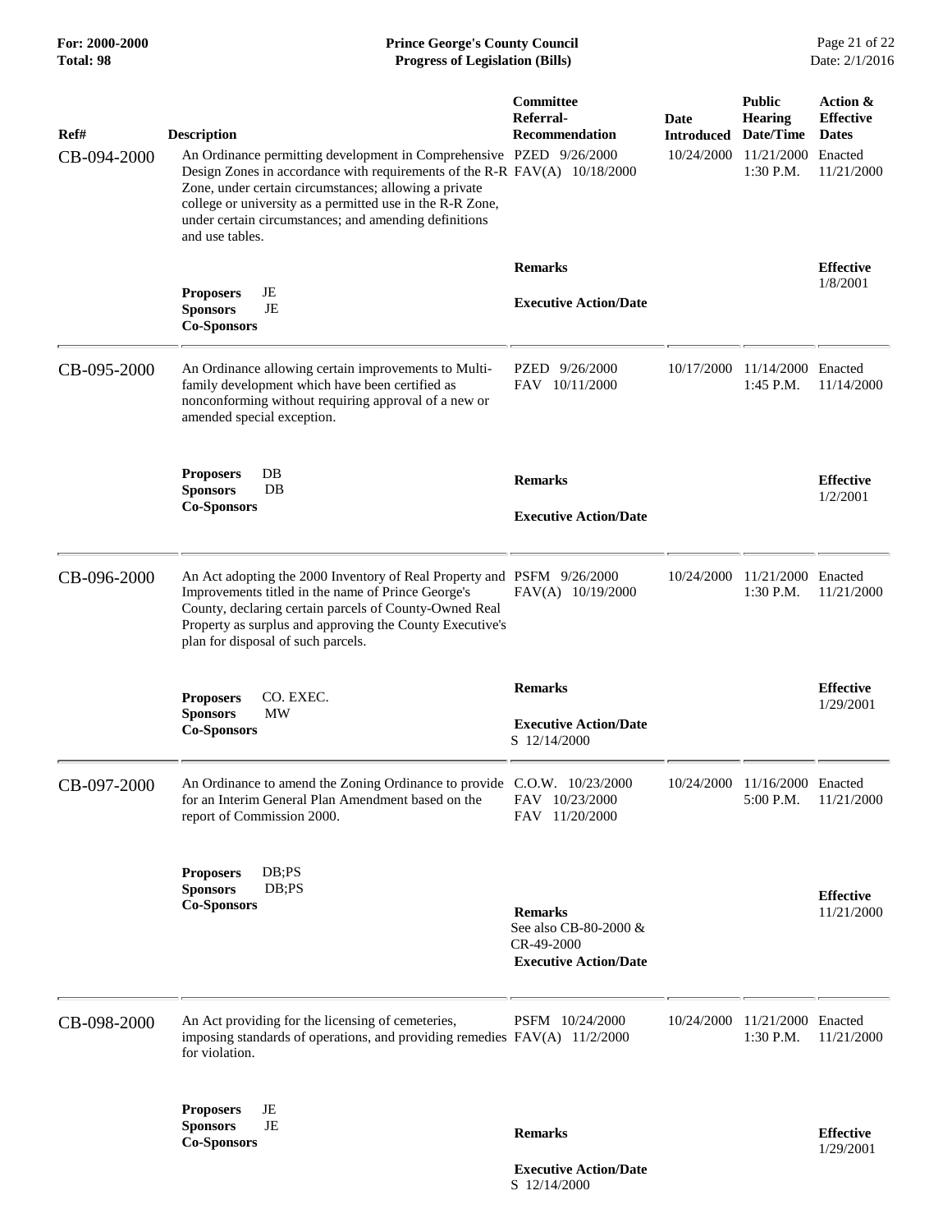| Ref# | Description | Committee Referral-Recommendation | Date Introduced | Public Hearing Date/Time | Action & Effective Dates |
|---|---|---|---|---|---|
| CB-094-2000 | An Ordinance permitting development in Comprehensive Design Zones in accordance with requirements of the R-R Zone, under certain circumstances; allowing a private college or university as a permitted use in the R-R Zone, under certain circumstances; and amending definitions and use tables. | PZED 9/26/2000<br>FAV(A) 10/18/2000 | 10/24/2000 | 11/21/2000<br>1:30 P.M. | Enacted<br>11/21/2000 |
| | **Proposers** JE<br>**Sponsors** JE<br>**Co-Sponsors** | **Remarks**<br><br>**Executive Action/Date** | | | **Effective**<br>1/8/2001 |
| CB-095-2000 | An Ordinance allowing certain improvements to Multi-family development which have been certified as nonconforming without requiring approval of a new or amended special exception. | PZED 9/26/2000<br>FAV 10/11/2000 | 10/17/2000 | 11/14/2000<br>1:45 P.M. | Enacted<br>11/14/2000 |
| | **Proposers** DB<br>**Sponsors** DB<br>**Co-Sponsors** | **Remarks**<br><br>**Executive Action/Date** | | | **Effective**<br>1/2/2001 |
| CB-096-2000 | An Act adopting the 2000 Inventory of Real Property and Improvements titled in the name of Prince George's County, declaring certain parcels of County-Owned Real Property as surplus and approving the County Executive's plan for disposal of such parcels. | PSFM 9/26/2000<br>FAV(A) 10/19/2000 | 10/24/2000 | 11/21/2000<br>1:30 P.M. | Enacted<br>11/21/2000 |
| | **Proposers** CO. EXEC.<br>**Sponsors** MW<br>**Co-Sponsors** | **Remarks**<br><br>**Executive Action/Date**<br>S 12/14/2000 | | | **Effective**<br>1/29/2001 |
| CB-097-2000 | An Ordinance to amend the Zoning Ordinance to provide for an Interim General Plan Amendment based on the report of Commission 2000. | C.O.W. 10/23/2000<br>FAV 10/23/2000<br>FAV 11/20/2000 | 10/24/2000 | 11/16/2000<br>5:00 P.M. | Enacted<br>11/21/2000 |
| | **Proposers** DB;PS<br>**Sponsors** DB;PS<br>**Co-Sponsors** | **Remarks**<br>See also CB-80-2000 & CR-49-2000<br>**Executive Action/Date** | | | **Effective**<br>11/21/2000 |
| CB-098-2000 | An Act providing for the licensing of cemeteries, imposing standards of operations, and providing remedies for violation. | PSFM 10/24/2000<br>FAV(A) 11/2/2000 | 10/24/2000 | 11/21/2000<br>1:30 P.M. | Enacted<br>11/21/2000 |
| | **Proposers** JE<br>**Sponsors** JE<br>**Co-Sponsors** | **Remarks**<br><br>**Executive Action/Date**<br>S 12/14/2000 | | | **Effective**<br>1/29/2001 |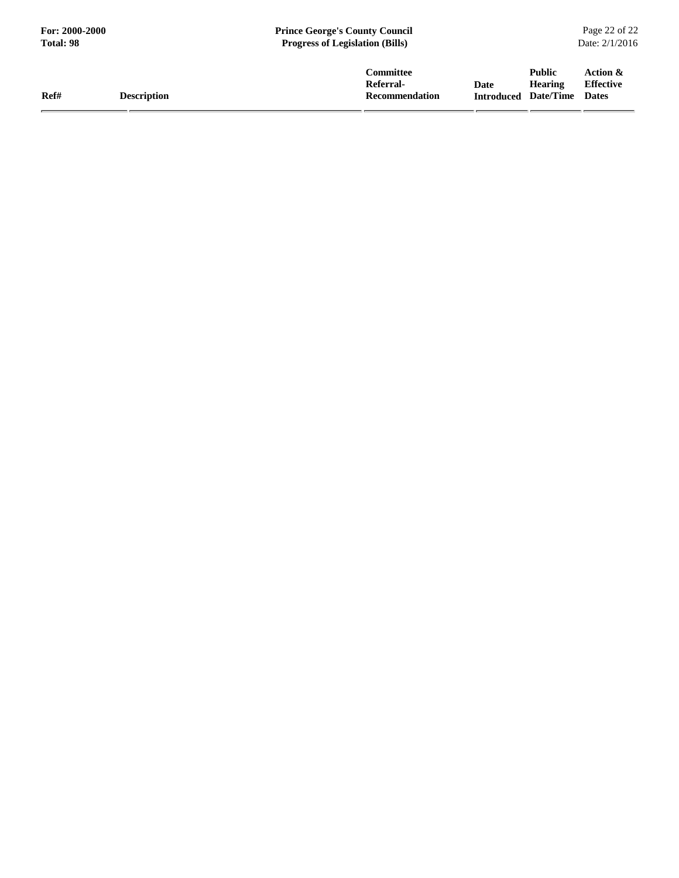| Ref# | Description | Committee Referral-Recommendation | Date Introduced | Public Hearing Date/Time | Action & Effective Dates |
|---|---|---|---|---|---|